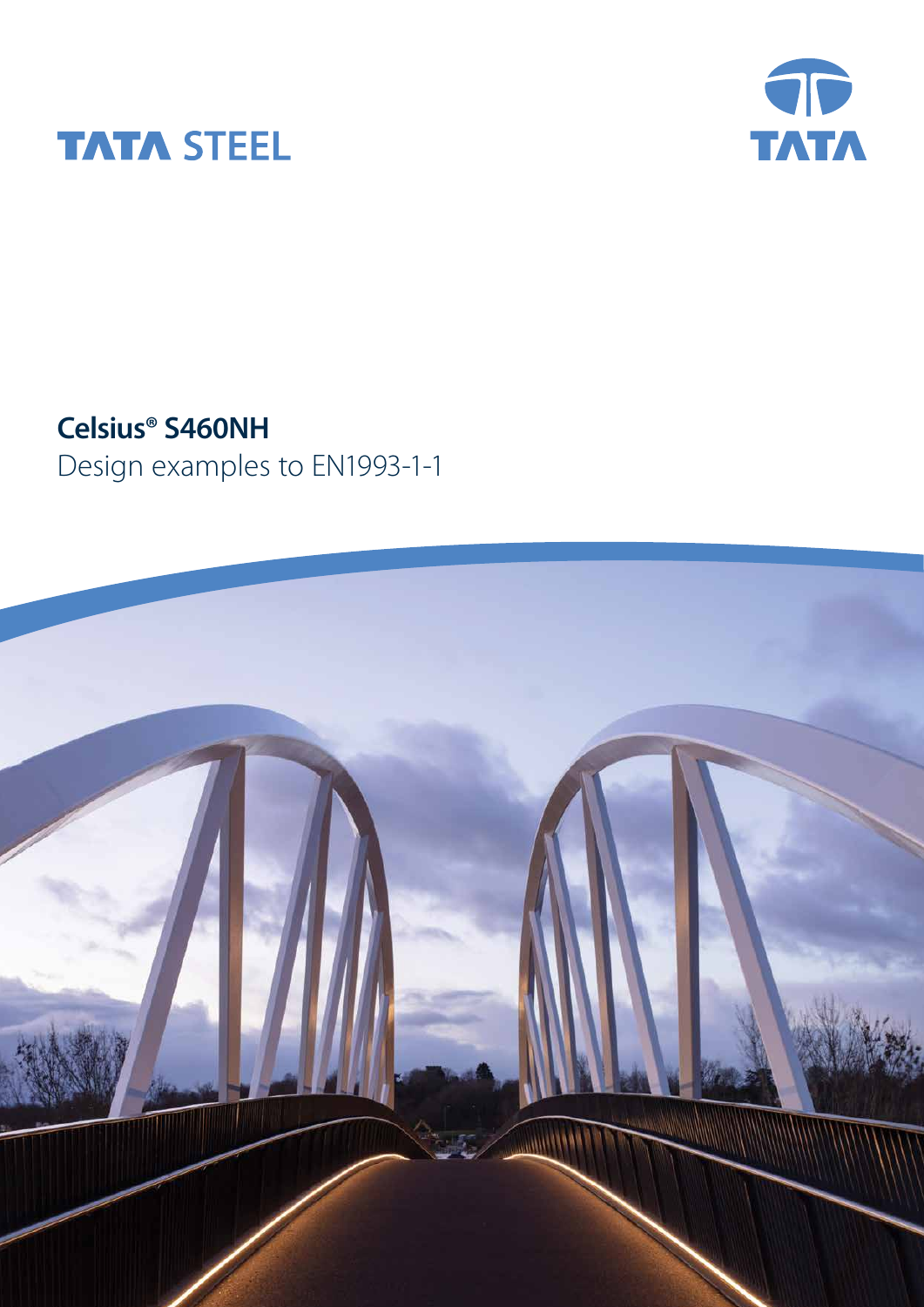TATA STEEL

# Celsius® S460NH

Design examples to EN1993-1-1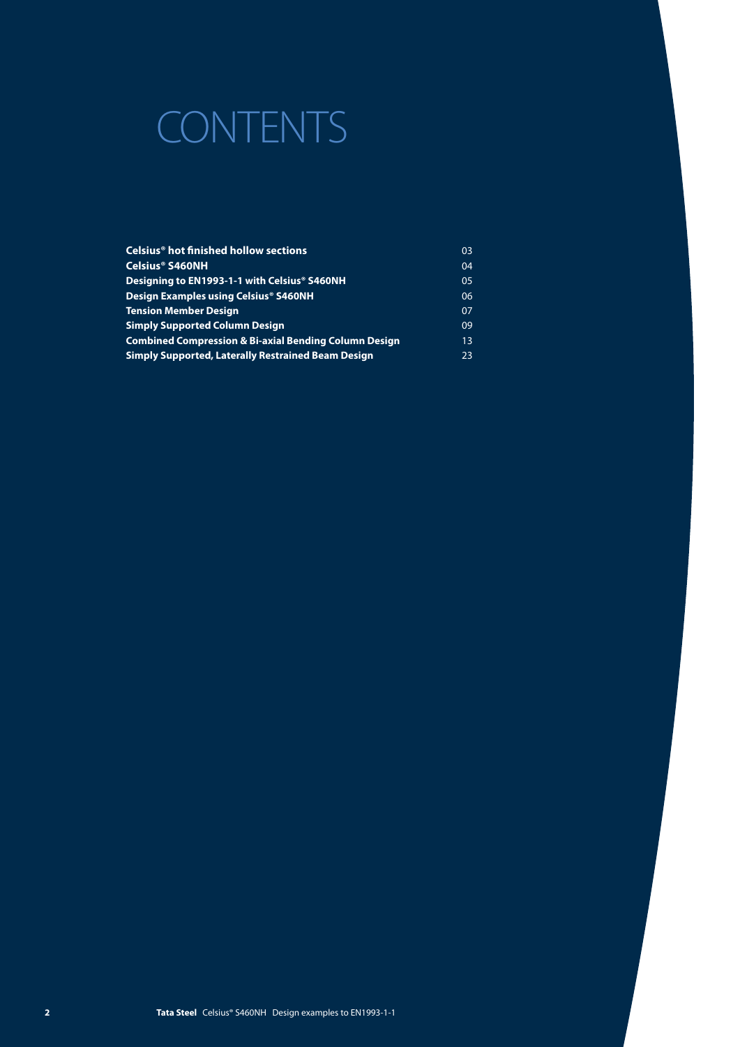# CONTENTS

| | |
|---|---|
| **Celsius® hot finished hollow sections** | 03 |
| **Celsius® S460NH** | 04 |
| **Designing to EN1993-1-1 with Celsius® S460NH** | 05 |
| **Design Examples using Celsius® S460NH** | 06 |
| **Tension Member Design** | 07 |
| **Simply Supported Column Design** | 09 |
| **Combined Compression & Bi-axial Bending Column Design** | 13 |
| **Simply Supported, Laterally Restrained Beam Design** | 23 |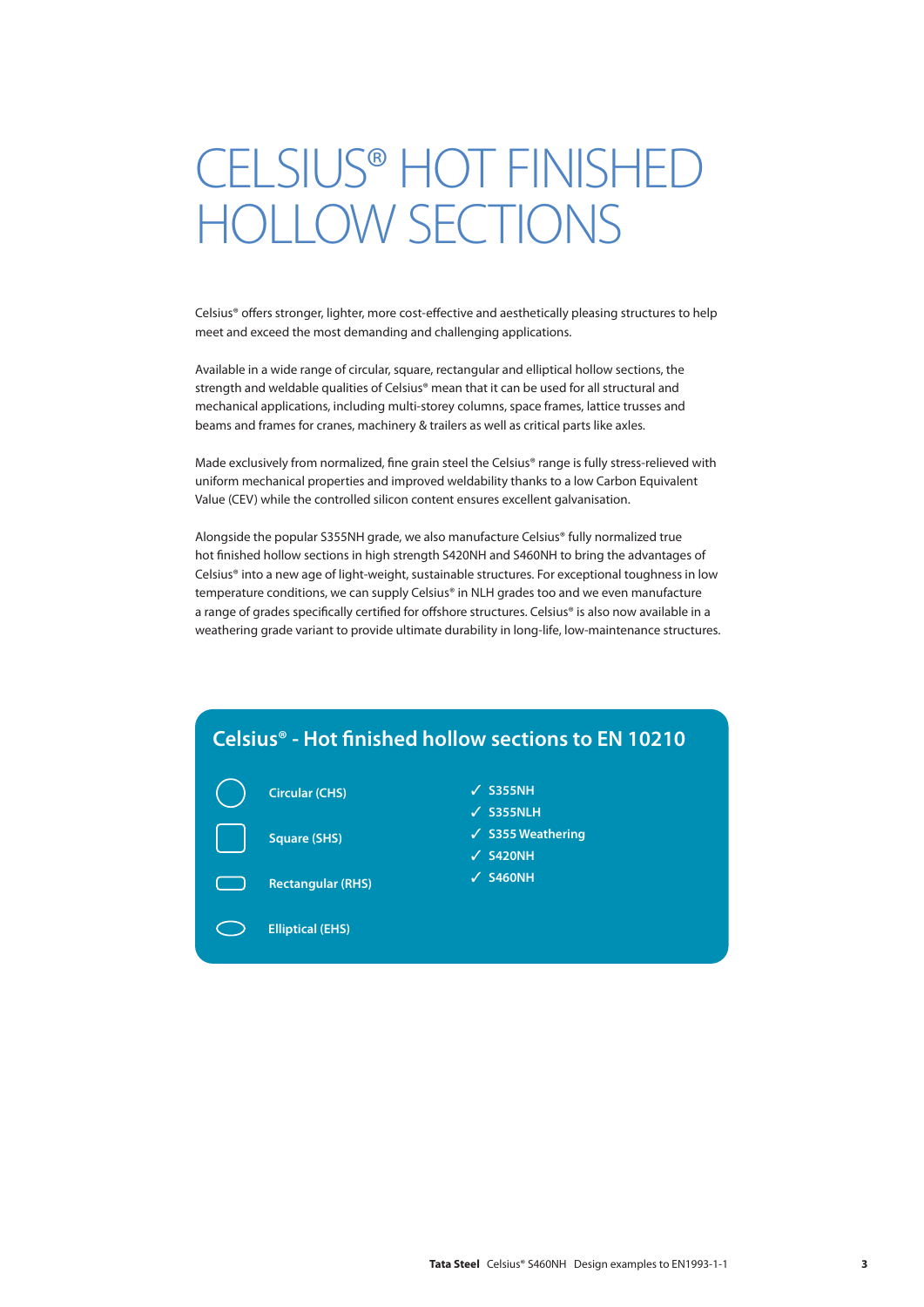# CELSIUS® HOT FINISHED HOLLOW SECTIONS

Celsius® offers stronger, lighter, more cost-effective and aesthetically pleasing structures to help meet and exceed the most demanding and challenging applications.

Available in a wide range of circular, square, rectangular and elliptical hollow sections, the strength and weldable qualities of Celsius® mean that it can be used for all structural and mechanical applications, including multi-storey columns, space frames, lattice trusses and beams and frames for cranes, machinery & trailers as well as critical parts like axles.

Made exclusively from normalized, fine grain steel the Celsius® range is fully stress-relieved with uniform mechanical properties and improved weldability thanks to a low Carbon Equivalent Value (CEV) while the controlled silicon content ensures excellent galvanisation.

Alongside the popular S355NH grade, we also manufacture Celsius® fully normalized true hot finished hollow sections in high strength S420NH and S460NH to bring the advantages of Celsius® into a new age of light-weight, sustainable structures. For exceptional toughness in low temperature conditions, we can supply Celsius® in NLH grades too and we even manufacture a range of grades specifically certified for offshore structures. Celsius® is also now available in a weathering grade variant to provide ultimate durability in long-life, low-maintenance structures.

## Celsius® - Hot finished hollow sections to EN 10210

- Circular (CHS)
- Square (SHS)
- Rectangular (RHS)
- Elliptical (EHS)

- ✓ S355NH
- ✓ S355NLH
- ✓ S355 Weathering
- ✓ S420NH
- ✓ S460NH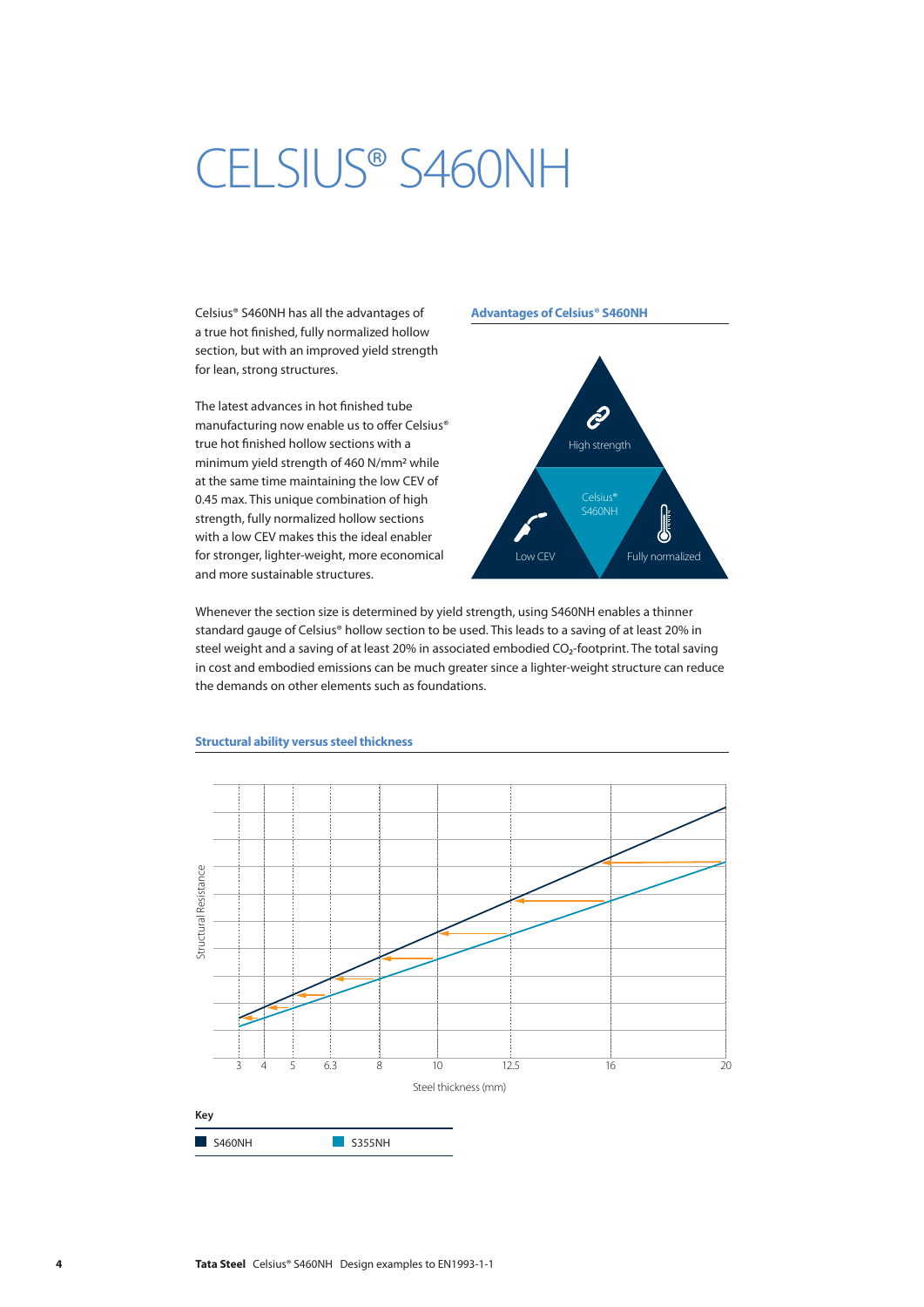# CELSIUS® S460NH

Celsius® S460NH has all the advantages of a true hot finished, fully normalized hollow section, but with an improved yield strength for lean, strong structures.

The latest advances in hot finished tube manufacturing now enable us to offer Celsius® true hot finished hollow sections with a minimum yield strength of 460 N/mm² while at the same time maintaining the low CEV of 0.45 max. This unique combination of high strength, fully normalized hollow sections with a low CEV makes this the ideal enabler for stronger, lighter-weight, more economical and more sustainable structures.

**Advantages of Celsius® S460NH**

High strength

Celsius® S460NH

Low CEV

Fully normalized

Whenever the section size is determined by yield strength, using S460NH enables a thinner standard gauge of Celsius® hollow section to be used. This leads to a saving of at least 20% in steel weight and a saving of at least 20% in associated embodied $CO_2$-footprint. The total saving in cost and embodied emissions can be much greater since a lighter-weight structure can reduce the demands on other elements such as foundations.

**Structural ability versus steel thickness**

Structural Resistance

3 4 5 6.3 8 10 12.5 16 20

Steel thickness (mm)

**Key**

S460NH S355NH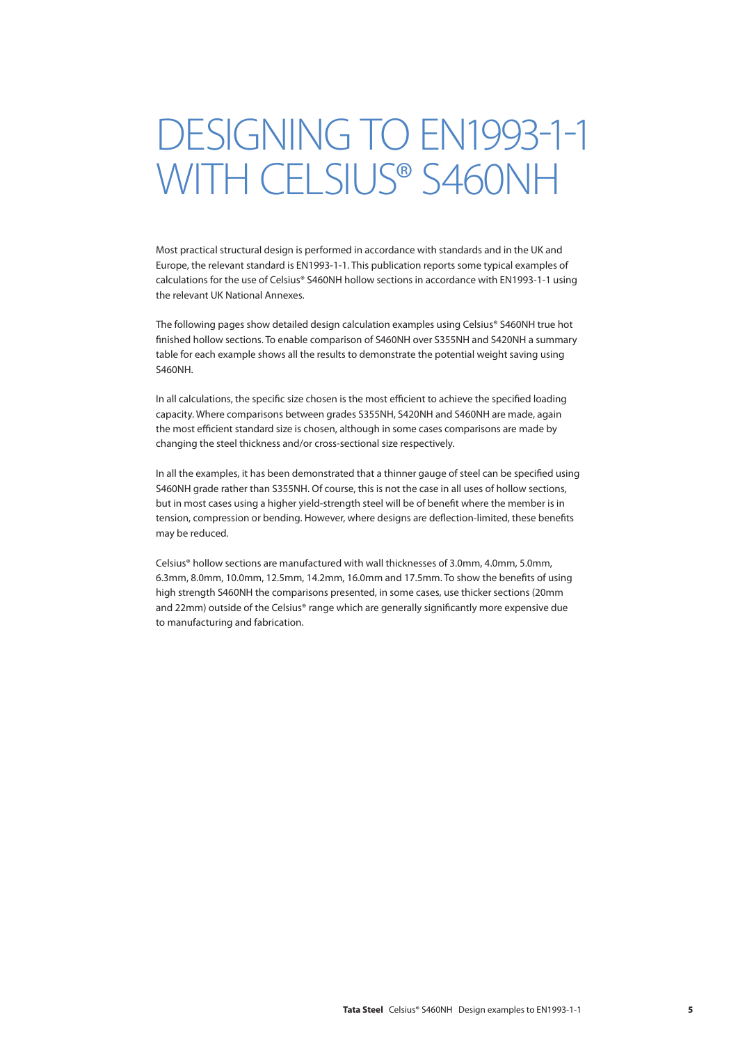# DESIGNING TO EN1993-1-1 WITH CELSIUS® S460NH

Most practical structural design is performed in accordance with standards and in the UK and Europe, the relevant standard is EN1993-1-1. This publication reports some typical examples of calculations for the use of Celsius® S460NH hollow sections in accordance with EN1993-1-1 using the relevant UK National Annexes.

The following pages show detailed design calculation examples using Celsius® S460NH true hot finished hollow sections. To enable comparison of S460NH over S355NH and S420NH a summary table for each example shows all the results to demonstrate the potential weight saving using S460NH.

In all calculations, the specific size chosen is the most efficient to achieve the specified loading capacity. Where comparisons between grades S355NH, S420NH and S460NH are made, again the most efficient standard size is chosen, although in some cases comparisons are made by changing the steel thickness and/or cross-sectional size respectively.

In all the examples, it has been demonstrated that a thinner gauge of steel can be specified using S460NH grade rather than S355NH. Of course, this is not the case in all uses of hollow sections, but in most cases using a higher yield-strength steel will be of benefit where the member is in tension, compression or bending. However, where designs are deflection-limited, these benefits may be reduced.

Celsius® hollow sections are manufactured with wall thicknesses of 3.0mm, 4.0mm, 5.0mm, 6.3mm, 8.0mm, 10.0mm, 12.5mm, 14.2mm, 16.0mm and 17.5mm. To show the benefits of using high strength S460NH the comparisons presented, in some cases, use thicker sections (20mm and 22mm) outside of the Celsius® range which are generally significantly more expensive due to manufacturing and fabrication.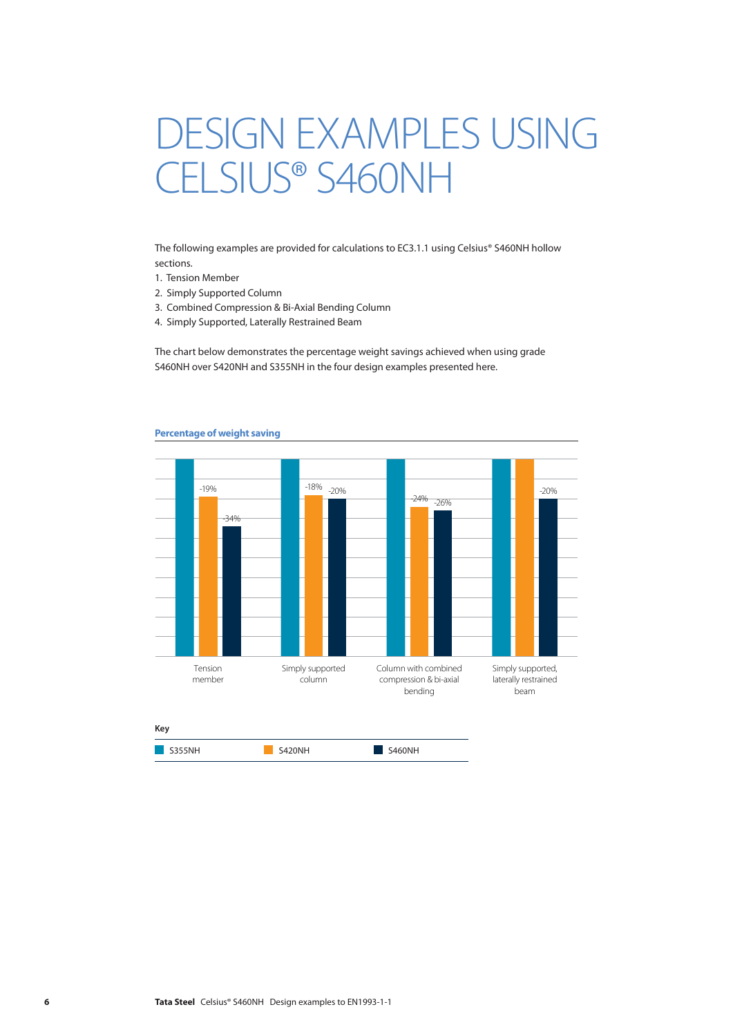# DESIGN EXAMPLES USING CELSIUS® S460NH

The following examples are provided for calculations to EC3.1.1 using Celsius® S460NH hollow sections.

1. Tension Member
2. Simply Supported Column
3. Combined Compression & Bi-Axial Bending Column
4. Simply Supported, Laterally Restrained Beam

The chart below demonstrates the percentage weight savings achieved when using grade S460NH over S420NH and S355NH in the four design examples presented here.

**Percentage of weight saving**

| | S355NH | S420NH | S460NH |
|---|---|---|---|
| Tension member | | -19% | -34% |
| Simply supported column | | -18% | -20% |
| Column with combined compression & bi-axial bending | | -24% | -26% |
| Simply supported, laterally restrained beam | | | -20% |

**Key**

S355NH | S420NH | S460NH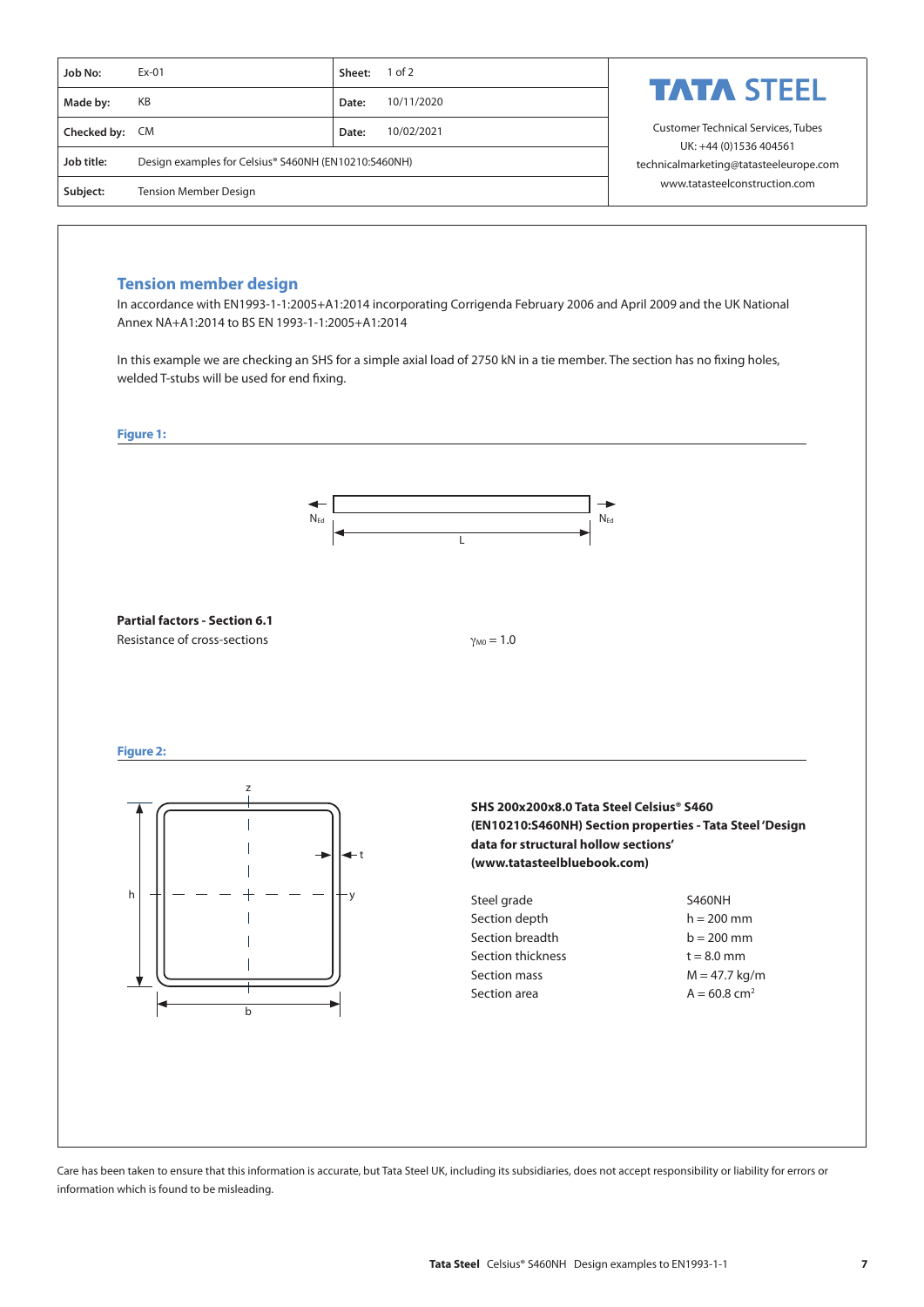| Job No: | Ex-01 | Sheet: | 1 of 2 |
| --- | --- | --- | --- |
| Made by: | KB | Date: | 10/11/2020 |
| Checked by: | CM | Date: | 10/02/2021 |
| Job title: | Design examples for Celsius® S460NH (EN10210:S460NH) | | |
| Subject: | Tension Member Design | | |

TATA STEEL

Customer Technical Services, Tubes
UK: +44 (0)1536 404561
technicalmarketing@tatasteeleurope.com
www.tatasteelconstruction.com

## Tension member design

In accordance with EN1993-1-1:2005+A1:2014 incorporating Corrigenda February 2006 and April 2009 and the UK National Annex NA+A1:2014 to BS EN 1993-1-1:2005+A1:2014

In this example we are checking an SHS for a simple axial load of 2750 kN in a tie member. The section has no fixing holes, welded T-stubs will be used for end fixing.

**Figure 1:**

$N_{Ed}$ $N_{Ed}$ L

**Partial factors - Section 6.1**

Resistance of cross-sections $\gamma_{M0} = 1.0$

**Figure 2:**

z t y h b

**SHS 200x200x8.0 Tata Steel Celsius® S460 (EN10210:S460NH) Section properties - Tata Steel 'Design data for structural hollow sections' (www.tatasteelbluebook.com)**

| | |
| --- | --- |
| Steel grade | S460NH |
| Section depth | $h = 200$ mm |
| Section breadth | $b = 200$ mm |
| Section thickness | $t = 8.0$ mm |
| Section mass | $M = 47.7$ kg/m |
| Section area | $A = 60.8$ cm$^2$ |

Care has been taken to ensure that this information is accurate, but Tata Steel UK, including its subsidiaries, does not accept responsibility or liability for errors or information which is found to be misleading.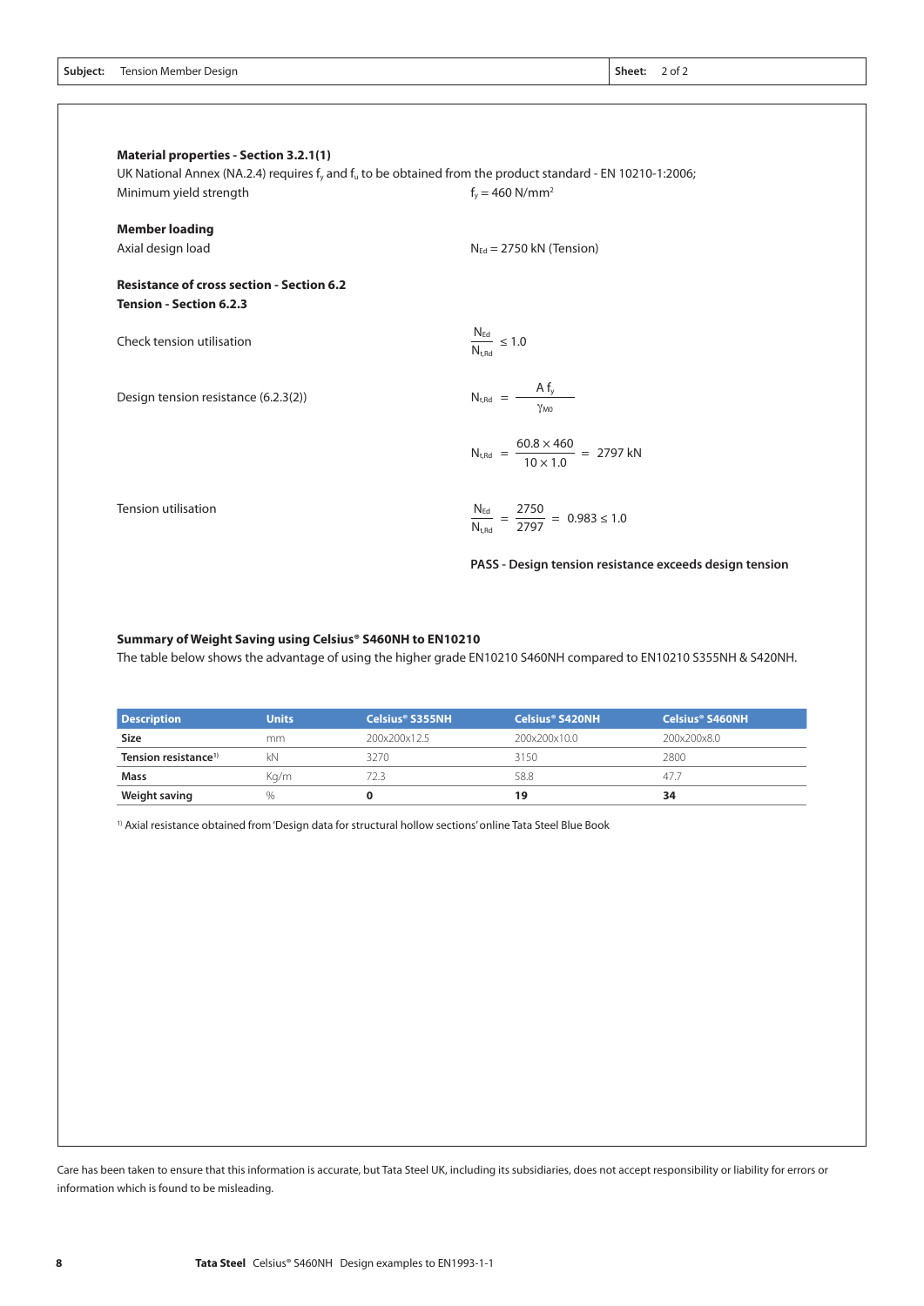**Subject:** Tension Member Design

**Material properties - Section 3.2.1(1)**

UK National Annex (NA.2.4) requires $f_y$ and $f_u$ to be obtained from the product standard - EN 10210-1:2006;

Minimum yield strength $f_y = 460 \text{ N/mm}^2$

**Member loading**

Axial design load $N_{Ed} = 2750 \text{ kN (Tension)}$

**Resistance of cross section - Section 6.2**

**Tension - Section 6.2.3**

Check tension utilisation

$$\frac{N_{Ed}}{N_{t,Rd}} \leq 1.0$$

Design tension resistance (6.2.3(2))

$$N_{t,Rd} = \frac{A\, f_y}{\gamma_{M0}}$$

$$N_{t,Rd} = \frac{60.8 \times 460}{10 \times 1.0} = 2797 \text{ kN}$$

Tension utilisation

$$\frac{N_{Ed}}{N_{t,Rd}} = \frac{2750}{2797} = 0.983 \leq 1.0$$

**PASS - Design tension resistance exceeds design tension**

**Summary of Weight Saving using Celsius® S460NH to EN10210**

The table below shows the advantage of using the higher grade EN10210 S460NH compared to EN10210 S355NH & S420NH.

| Description | Units | Celsius® S355NH | Celsius® S420NH | Celsius® S460NH |
|---|---|---|---|---|
| **Size** | mm | 200x200x12.5 | 200x200x10.0 | 200x200x8.0 |
| **Tension resistance**[1)] | kN | 3270 | 3150 | 2800 |
| **Mass** | Kg/m | 72.3 | 58.8 | 47.7 |
| **Weight saving** | % | **0** | **19** | **34** |

[1)] Axial resistance obtained from 'Design data for structural hollow sections' online Tata Steel Blue Book

Care has been taken to ensure that this information is accurate, but Tata Steel UK, including its subsidiaries, does not accept responsibility or liability for errors or information which is found to be misleading.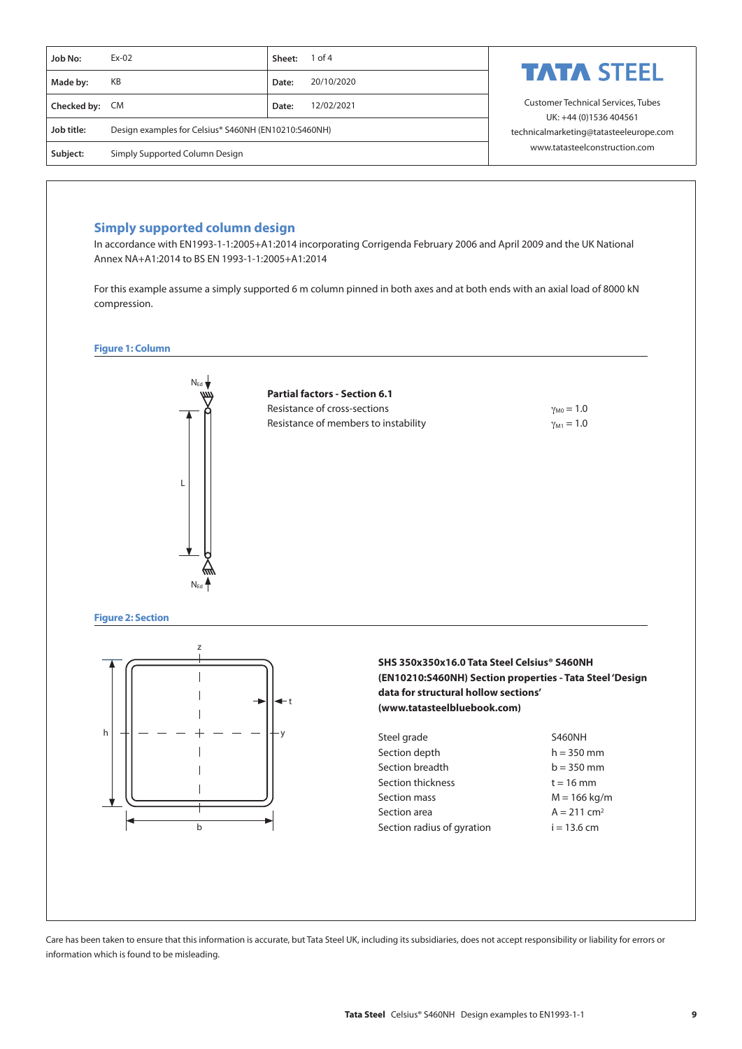| Job No: | Ex-02 | Sheet: | 1 of 4 |
|---|---|---|---|
| Made by: | KB | Date: | 20/10/2020 |
| Checked by: | CM | Date: | 12/02/2021 |
| Job title: | Design examples for Celsius® S460NH (EN10210:S460NH) | | |
| Subject: | Simply Supported Column Design | | |

TATA STEEL

Customer Technical Services, Tubes
UK: +44 (0)1536 404561
technicalmarketing@tatasteeleurope.com
www.tatasteelconstruction.com

## Simply supported column design

In accordance with EN1993-1-1:2005+A1:2014 incorporating Corrigenda February 2006 and April 2009 and the UK National Annex NA+A1:2014 to BS EN 1993-1-1:2005+A1:2014

For this example assume a simply supported 6 m column pinned in both axes and at both ends with an axial load of 8000 kN compression.

**Figure 1: Column**

**Partial factors - Section 6.1**

| | |
|---|---|
| Resistance of cross-sections | $\gamma_{M0} = 1.0$ |
| Resistance of members to instability | $\gamma_{M1} = 1.0$ |

**Figure 2: Section**

**SHS 350x350x16.0 Tata Steel Celsius® S460NH (EN10210:S460NH) Section properties - Tata Steel 'Design data for structural hollow sections' (www.tatasteelbluebook.com)**

| | |
|---|---|
| Steel grade | S460NH |
| Section depth | $h = 350$ mm |
| Section breadth | $b = 350$ mm |
| Section thickness | $t = 16$ mm |
| Section mass | $M = 166$ kg/m |
| Section area | $A = 211$ cm$^2$ |
| Section radius of gyration | $i = 13.6$ cm |

Care has been taken to ensure that this information is accurate, but Tata Steel UK, including its subsidiaries, does not accept responsibility or liability for errors or information which is found to be misleading.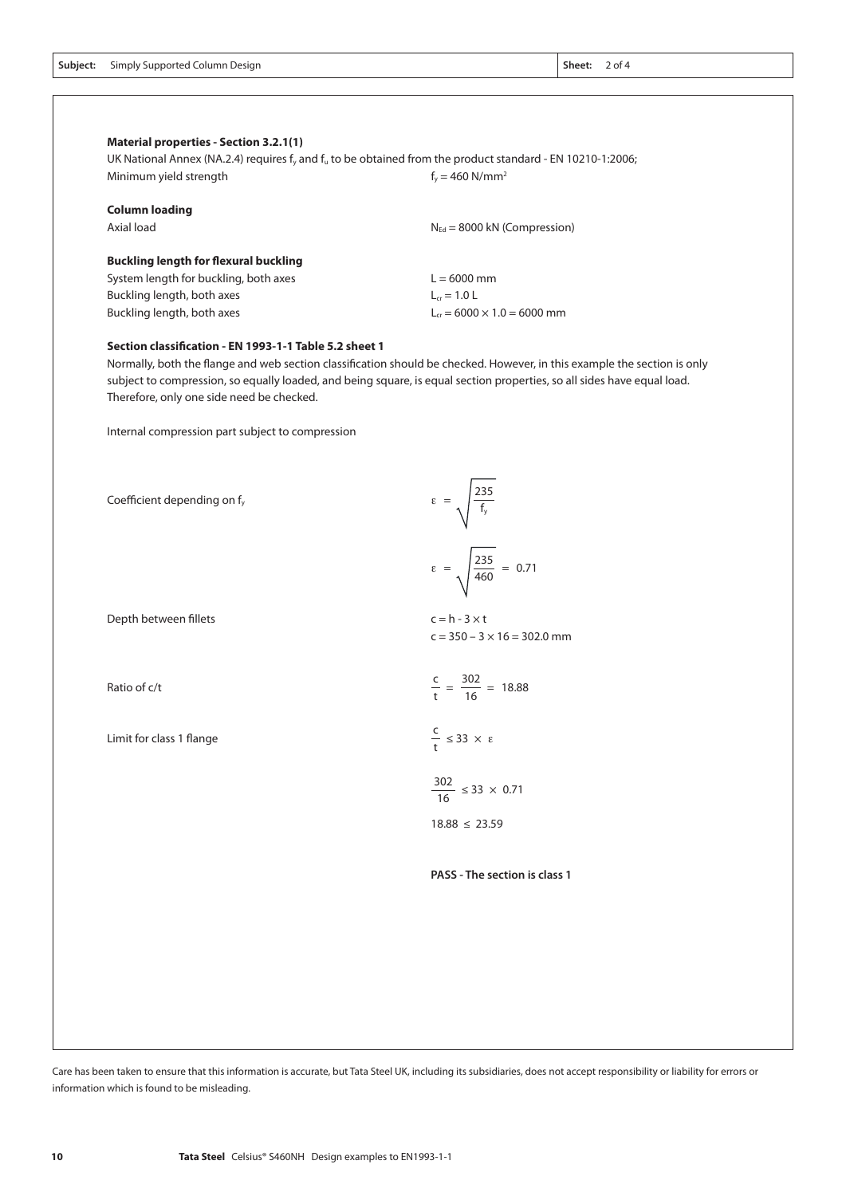**Material properties - Section 3.2.1(1)**

UK National Annex (NA.2.4) requires $f_y$ and $f_u$ to be obtained from the product standard - EN 10210-1:2006;

Minimum yield strength $f_y = 460\ \text{N/mm}^2$

**Column loading**

Axial load $N_{Ed} = 8000$ kN (Compression)

**Buckling length for flexural buckling**

System length for buckling, both axes $L = 6000$ mm

Buckling length, both axes $L_{cr} = 1.0\,L$

Buckling length, both axes $L_{cr} = 6000 \times 1.0 = 6000$ mm

**Section classification - EN 1993-1-1 Table 5.2 sheet 1**

Normally, both the flange and web section classification should be checked. However, in this example the section is only subject to compression, so equally loaded, and being square, is equal section properties, so all sides have equal load. Therefore, only one side need be checked.

Internal compression part subject to compression

Coefficient depending on $f_y$

$$\varepsilon = \sqrt{\frac{235}{f_y}}$$

$$\varepsilon = \sqrt{\frac{235}{460}} = 0.71$$

Depth between fillets

$c = h - 3 \times t$

$c = 350 - 3 \times 16 = 302.0$ mm

Ratio of c/t

$$\frac{c}{t} = \frac{302}{16} = 18.88$$

Limit for class 1 flange

$$\frac{c}{t} \leq 33 \times \varepsilon$$

$$\frac{302}{16} \leq 33 \times 0.71$$

$$18.88 \leq 23.59$$

**PASS - The section is class 1**

Care has been taken to ensure that this information is accurate, but Tata Steel UK, including its subsidiaries, does not accept responsibility or liability for errors or information which is found to be misleading.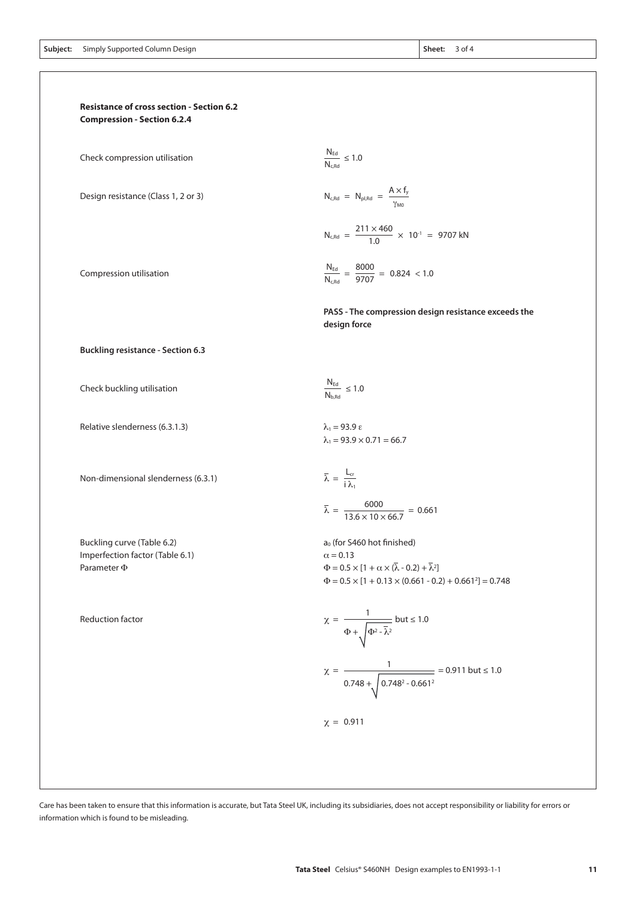**Resistance of cross section - Section 6.2**
**Compression - Section 6.2.4**

Check compression utilisation

$$\frac{N_{Ed}}{N_{c,Rd}} \leq 1.0$$

Design resistance (Class 1, 2 or 3)

$$N_{c,Rd} = N_{pl,Rd} = \frac{A \times f_y}{\gamma_{M0}}$$

$$N_{c,Rd} = \frac{211 \times 460}{1.0} \times 10^{-1} = 9707 \text{ kN}$$

Compression utilisation

$$\frac{N_{Ed}}{N_{c,Rd}} = \frac{8000}{9707} = 0.824 < 1.0$$

**PASS - The compression design resistance exceeds the design force**

**Buckling resistance - Section 6.3**

Check buckling utilisation

$$\frac{N_{Ed}}{N_{b,Rd}} \leq 1.0$$

Relative slenderness (6.3.1.3)

$$\lambda_1 = 93.9\,\varepsilon$$

$$\lambda_1 = 93.9 \times 0.71 = 66.7$$

Non-dimensional slenderness (6.3.1)

$$\bar{\lambda} = \frac{L_{cr}}{i\,\lambda_1}$$

$$\bar{\lambda} = \frac{6000}{13.6 \times 10 \times 66.7} = 0.661$$

Buckling curve (Table 6.2): $a_0$ (for S460 hot finished)

Imperfection factor (Table 6.1): $\alpha = 0.13$

Parameter $\Phi$:

$$\Phi = 0.5 \times [1 + \alpha \times (\bar{\lambda} - 0.2) + \bar{\lambda}^2]$$

$$\Phi = 0.5 \times [1 + 0.13 \times (0.661 - 0.2) + 0.661^2] = 0.748$$

Reduction factor

$$\chi = \frac{1}{\Phi + \sqrt{\Phi^2 - \bar{\lambda}^2}} \text{ but} \leq 1.0$$

$$\chi = \frac{1}{0.748 + \sqrt{0.748^2 - 0.661^2}} = 0.911 \text{ but} \leq 1.0$$

$$\chi = 0.911$$

Care has been taken to ensure that this information is accurate, but Tata Steel UK, including its subsidiaries, does not accept responsibility or liability for errors or information which is found to be misleading.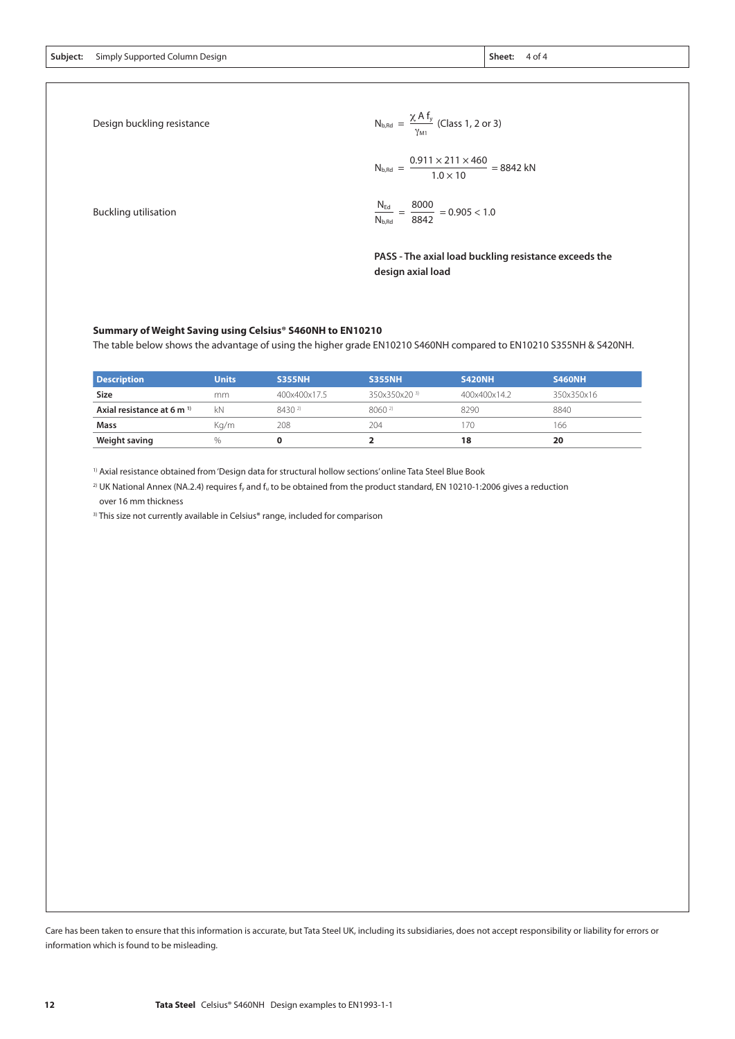Design buckling resistance

$$N_{b,Rd} = \frac{\chi A f_y}{\gamma_{M1}} \text{ (Class 1, 2 or 3)}$$

$$N_{b,Rd} = \frac{0.911 \times 211 \times 460}{1.0 \times 10} = 8842 \text{ kN}$$

Buckling utilisation

$$\frac{N_{Ed}}{N_{b,Rd}} = \frac{8000}{8842} = 0.905 < 1.0$$

**PASS - The axial load buckling resistance exceeds the design axial load**

**Summary of Weight Saving using Celsius® S460NH to EN10210**

The table below shows the advantage of using the higher grade EN10210 S460NH compared to EN10210 S355NH & S420NH.

| Description | Units | S355NH | S355NH | S420NH | S460NH |
|---|---|---|---|---|---|
| **Size** | mm | 400x400x17.5 | 350x350x20 [3] | 400x400x14.2 | 350x350x16 |
| **Axial resistance at 6 m [1]** | kN | 8430 [2] | 8060 [2] | 8290 | 8840 |
| **Mass** | Kg/m | 208 | 204 | 170 | 166 |
| **Weight saving** | % | **0** | **2** | **18** | **20** |

[1] Axial resistance obtained from 'Design data for structural hollow sections' online Tata Steel Blue Book

[2] UK National Annex (NA.2.4) requires $f_y$ and $f_u$ to be obtained from the product standard, EN 10210-1:2006 gives a reduction over 16 mm thickness

[3] This size not currently available in Celsius® range, included for comparison

Care has been taken to ensure that this information is accurate, but Tata Steel UK, including its subsidiaries, does not accept responsibility or liability for errors or information which is found to be misleading.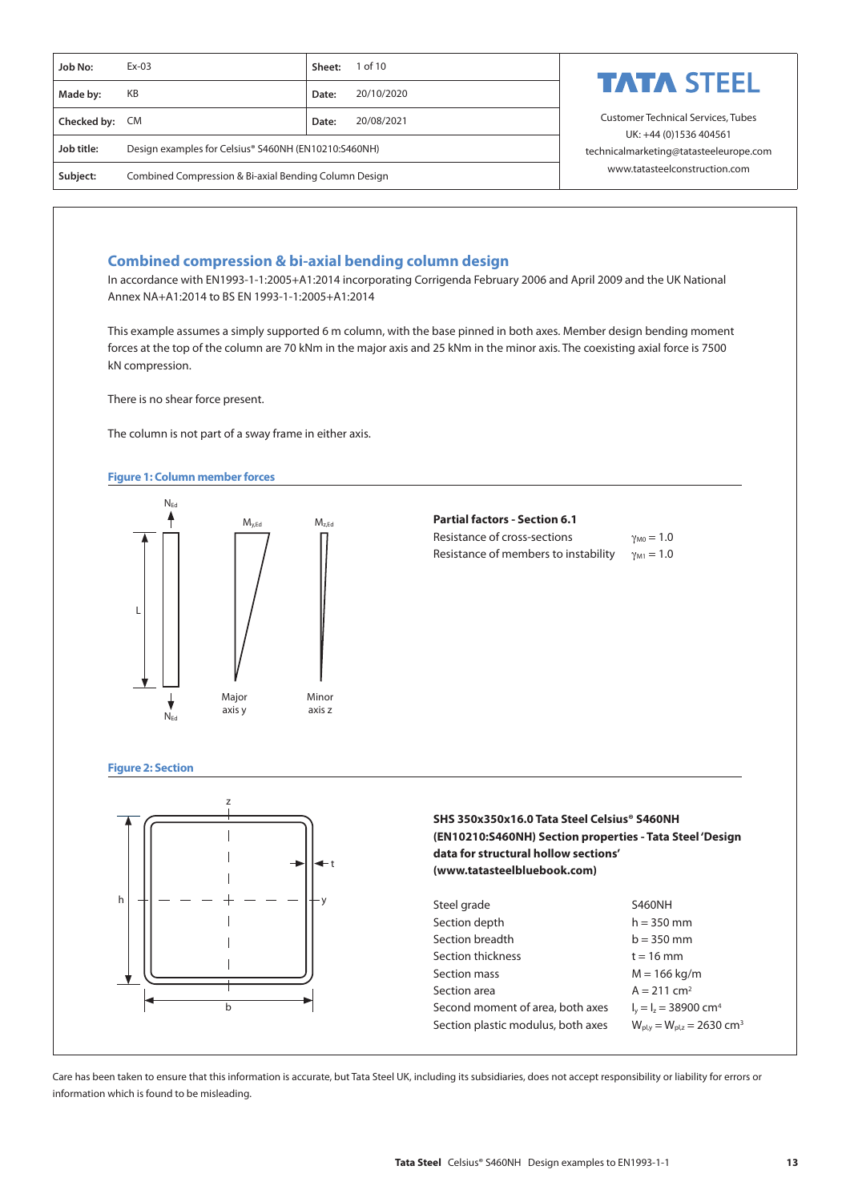| Job No: | Ex-03 | Sheet: | 1 of 10 |
|---|---|---|---|
| Made by: | KB | Date: | 20/10/2020 |
| Checked by: | CM | Date: | 20/08/2021 |
| Job title: | Design examples for Celsius® S460NH (EN10210:S460NH) | | |
| Subject: | Combined Compression & Bi-axial Bending Column Design | | |

**TATA STEEL**

Customer Technical Services, Tubes
UK: +44 (0)1536 404561
technicalmarketing@tatasteeleurope.com
www.tatasteelconstruction.com

## Combined compression & bi-axial bending column design

In accordance with EN1993-1-1:2005+A1:2014 incorporating Corrigenda February 2006 and April 2009 and the UK National Annex NA+A1:2014 to BS EN 1993-1-1:2005+A1:2014

This example assumes a simply supported 6 m column, with the base pinned in both axes. Member design bending moment forces at the top of the column are 70 kNm in the major axis and 25 kNm in the minor axis. The coexisting axial force is 7500 kN compression.

There is no shear force present.

The column is not part of a sway frame in either axis.

### Figure 1: Column member forces

$N_{Ed}$, L, $M_{y,Ed}$ (Major axis y), $M_{z,Ed}$ (Minor axis z)

**Partial factors - Section 6.1**

| | |
|---|---|
| Resistance of cross-sections | $\gamma_{M0} = 1.0$ |
| Resistance of members to instability | $\gamma_{M1} = 1.0$ |

### Figure 2: Section

z, y, t, h, b

**SHS 350x350x16.0 Tata Steel Celsius® S460NH (EN10210:S460NH) Section properties - Tata Steel 'Design data for structural hollow sections' (www.tatasteelbluebook.com)**

| | |
|---|---|
| Steel grade | S460NH |
| Section depth | h = 350 mm |
| Section breadth | b = 350 mm |
| Section thickness | t = 16 mm |
| Section mass | M = 166 kg/m |
| Section area | $A = 211\ cm^2$ |
| Second moment of area, both axes | $I_y = I_z = 38900\ cm^4$ |
| Section plastic modulus, both axes | $W_{pl,y} = W_{pl,z} = 2630\ cm^3$ |

Care has been taken to ensure that this information is accurate, but Tata Steel UK, including its subsidiaries, does not accept responsibility or liability for errors or information which is found to be misleading.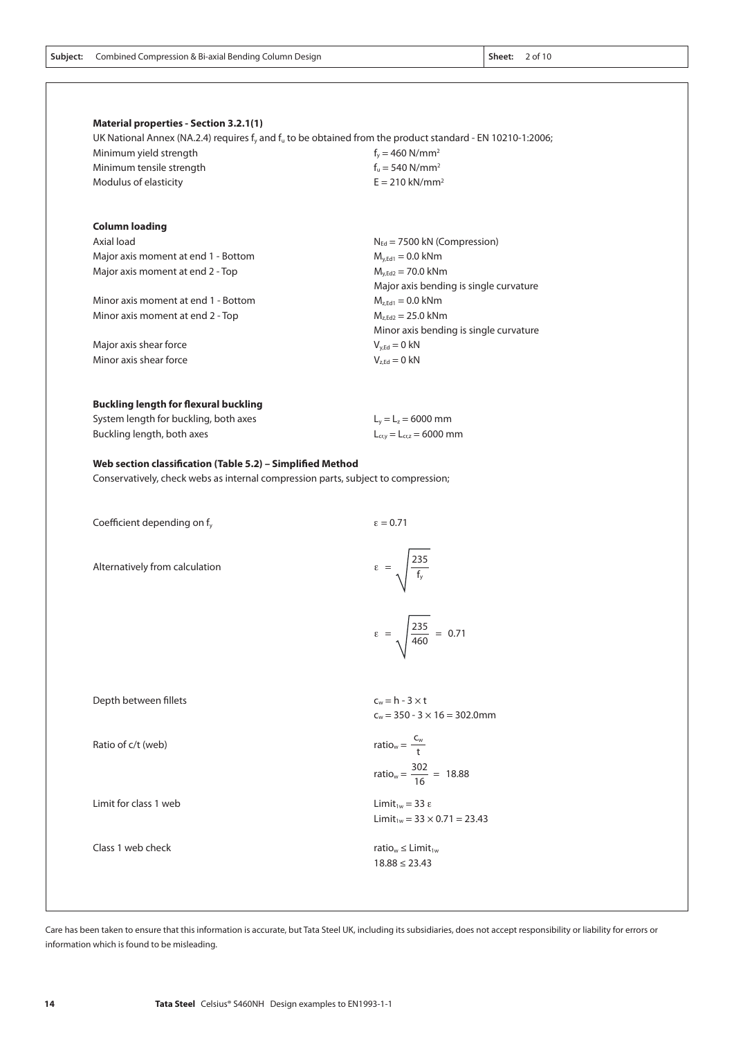Subject: Combined Compression & Bi-axial Bending Column Design

**Material properties - Section 3.2.1(1)**

UK National Annex (NA.2.4) requires $f_y$ and $f_u$ to be obtained from the product standard - EN 10210-1:2006;

| | |
|---|---|
| Minimum yield strength | $f_y = 460\ \text{N/mm}^2$ |
| Minimum tensile strength | $f_u = 540\ \text{N/mm}^2$ |
| Modulus of elasticity | $E = 210\ \text{kN/mm}^2$ |

**Column loading**

| | |
|---|---|
| Axial load | $N_{Ed} = 7500$ kN (Compression) |
| Major axis moment at end 1 - Bottom | $M_{y,Ed1} = 0.0$ kNm |
| Major axis moment at end 2 - Top | $M_{y,Ed2} = 70.0$ kNm |
| | Major axis bending is single curvature |
| Minor axis moment at end 1 - Bottom | $M_{z,Ed1} = 0.0$ kNm |
| Minor axis moment at end 2 - Top | $M_{z,Ed2} = 25.0$ kNm |
| | Minor axis bending is single curvature |
| Major axis shear force | $V_{y,Ed} = 0$ kN |
| Minor axis shear force | $V_{z,Ed} = 0$ kN |

**Buckling length for flexural buckling**

| | |
|---|---|
| System length for buckling, both axes | $L_y = L_z = 6000$ mm |
| Buckling length, both axes | $L_{cr,y} = L_{cr,z} = 6000$ mm |

**Web section classification (Table 5.2) – Simplified Method**

Conservatively, check webs as internal compression parts, subject to compression;

Coefficient depending on $f_y$ $\qquad \varepsilon = 0.71$

Alternatively from calculation

$$\varepsilon = \sqrt{\frac{235}{f_y}}$$

$$\varepsilon = \sqrt{\frac{235}{460}} = 0.71$$

Depth between fillets

$$c_w = h - 3 \times t$$

$$c_w = 350 - 3 \times 16 = 302.0\text{mm}$$

Ratio of c/t (web)

$$\text{ratio}_w = \frac{c_w}{t}$$

$$\text{ratio}_w = \frac{302}{16} = 18.88$$

Limit for class 1 web

$$\text{Limit}_{1w} = 33\ \varepsilon$$

$$\text{Limit}_{1w} = 33 \times 0.71 = 23.43$$

Class 1 web check

$$\text{ratio}_w \leq \text{Limit}_{1w}$$

$$18.88 \leq 23.43$$

Care has been taken to ensure that this information is accurate, but Tata Steel UK, including its subsidiaries, does not accept responsibility or liability for errors or information which is found to be misleading.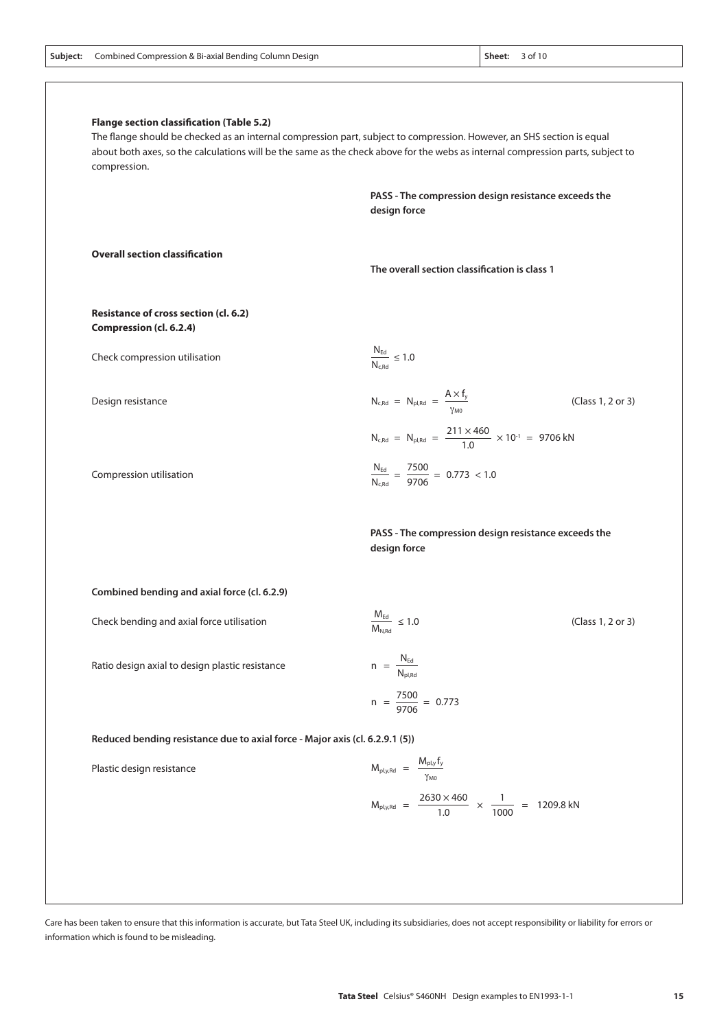**Flange section classification (Table 5.2)**

The flange should be checked as an internal compression part, subject to compression. However, an SHS section is equal about both axes, so the calculations will be the same as the check above for the webs as internal compression parts, subject to compression.

**PASS - The compression design resistance exceeds the design force**

**Overall section classification**

**The overall section classification is class 1**

**Resistance of cross section (cl. 6.2)**
**Compression (cl. 6.2.4)**

Check compression utilisation

$$\frac{N_{Ed}}{N_{c,Rd}} \leq 1.0$$

Design resistance

$$N_{c,Rd} = N_{pl,Rd} = \frac{A \times f_y}{\gamma_{M0}} \qquad \text{(Class 1, 2 or 3)}$$

$$N_{c,Rd} = N_{pl,Rd} = \frac{211 \times 460}{1.0} \times 10^{-1} = 9706 \text{ kN}$$

Compression utilisation

$$\frac{N_{Ed}}{N_{c,Rd}} = \frac{7500}{9706} = 0.773 < 1.0$$

**PASS - The compression design resistance exceeds the design force**

**Combined bending and axial force (cl. 6.2.9)**

Check bending and axial force utilisation

$$\frac{M_{Ed}}{M_{N,Rd}} \leq 1.0 \qquad \text{(Class 1, 2 or 3)}$$

Ratio design axial to design plastic resistance

$$n = \frac{N_{Ed}}{N_{pl,Rd}}$$

$$n = \frac{7500}{9706} = 0.773$$

**Reduced bending resistance due to axial force - Major axis (cl. 6.2.9.1 (5))**

Plastic design resistance

$$M_{pl,y,Rd} = \frac{M_{pl,y} f_y}{\gamma_{M0}}$$

$$M_{pl,y,Rd} = \frac{2630 \times 460}{1.0} \times \frac{1}{1000} = 1209.8 \text{ kN}$$

Care has been taken to ensure that this information is accurate, but Tata Steel UK, including its subsidiaries, does not accept responsibility or liability for errors or information which is found to be misleading.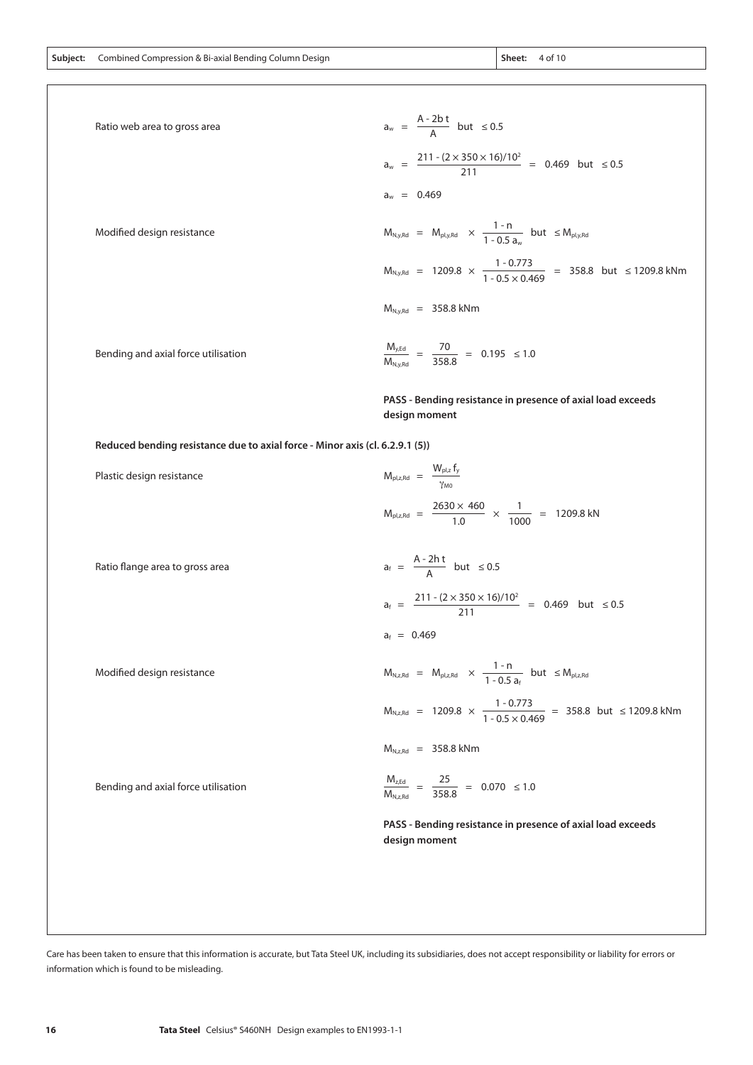**Subject:** Combined Compression & Bi-axial Bending Column Design | **Sheet:** 4 of 10

Ratio web area to gross area

$$a_w = \frac{A - 2b\,t}{A} \quad \text{but} \quad \leq 0.5$$

$$a_w = \frac{211 - (2 \times 350 \times 16)/10^2}{211} = 0.469 \quad \text{but} \quad \leq 0.5$$

$$a_w = 0.469$$

Modified design resistance

$$M_{N,y,Rd} = M_{pl,y,Rd} \times \frac{1 - n}{1 - 0.5\,a_w} \quad \text{but} \quad \leq M_{pl,y,Rd}$$

$$M_{N,y,Rd} = 1209.8 \times \frac{1 - 0.773}{1 - 0.5 \times 0.469} = 358.8 \quad \text{but} \quad \leq 1209.8 \text{ kNm}$$

$$M_{N,y,Rd} = 358.8 \text{ kNm}$$

Bending and axial force utilisation

$$\frac{M_{y,Ed}}{M_{N,y,Rd}} = \frac{70}{358.8} = 0.195 \quad \leq 1.0$$

**PASS - Bending resistance in presence of axial load exceeds design moment**

**Reduced bending resistance due to axial force - Minor axis (cl. 6.2.9.1 (5))**

Plastic design resistance

$$M_{pl,z,Rd} = \frac{W_{pl,z}\,f_y}{\gamma_{M0}}$$

$$M_{pl,z,Rd} = \frac{2630 \times 460}{1.0} \times \frac{1}{1000} = 1209.8 \text{ kN}$$

Ratio flange area to gross area

$$a_f = \frac{A - 2h\,t}{A} \quad \text{but} \quad \leq 0.5$$

$$a_f = \frac{211 - (2 \times 350 \times 16)/10^2}{211} = 0.469 \quad \text{but} \quad \leq 0.5$$

$$a_f = 0.469$$

Modified design resistance

$$M_{N,z,Rd} = M_{pl,z,Rd} \times \frac{1 - n}{1 - 0.5\,a_f} \quad \text{but} \quad \leq M_{pl,z,Rd}$$

$$M_{N,z,Rd} = 1209.8 \times \frac{1 - 0.773}{1 - 0.5 \times 0.469} = 358.8 \quad \text{but} \quad \leq 1209.8 \text{ kNm}$$

$$M_{N,z,Rd} = 358.8 \text{ kNm}$$

Bending and axial force utilisation

$$\frac{M_{z,Ed}}{M_{N,z,Rd}} = \frac{25}{358.8} = 0.070 \quad \leq 1.0$$

**PASS - Bending resistance in presence of axial load exceeds design moment**

Care has been taken to ensure that this information is accurate, but Tata Steel UK, including its subsidiaries, does not accept responsibility or liability for errors or information which is found to be misleading.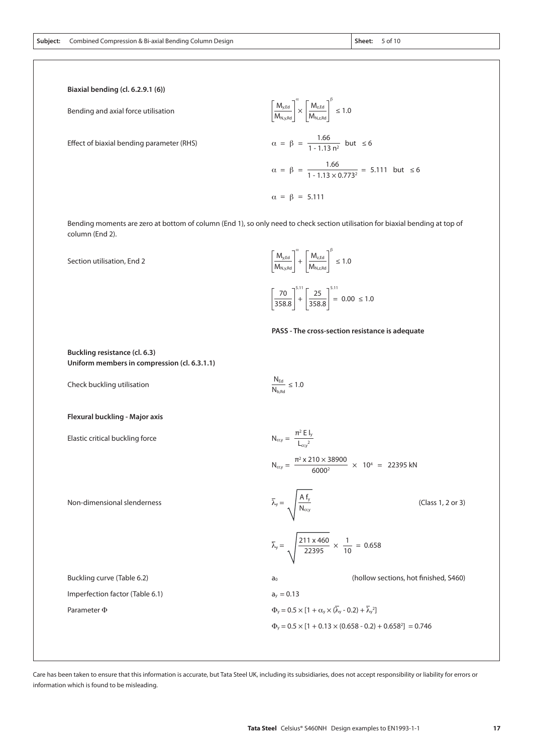**Subject:** Combined Compression & Bi-axial Bending Column Design | **Sheet:** 5 of 10

**Biaxial bending (cl. 6.2.9.1 (6))**

Bending and axial force utilisation

$$\left[\frac{M_{y,Ed}}{M_{N,y,Rd}}\right]^{\alpha} \times \left[\frac{M_{z,Ed}}{M_{N,z,Rd}}\right]^{\beta} \leq 1.0$$

Effect of biaxial bending parameter (RHS)

$$\alpha = \beta = \frac{1.66}{1 - 1.13\,n^2} \text{ but } \leq 6$$

$$\alpha = \beta = \frac{1.66}{1 - 1.13 \times 0.773^2} = 5.111 \text{ but } \leq 6$$

$$\alpha = \beta = 5.111$$

Bending moments are zero at bottom of column (End 1), so only need to check section utilisation for biaxial bending at top of column (End 2).

Section utilisation, End 2

$$\left[\frac{M_{y,Ed}}{M_{N,y,Rd}}\right]^{\alpha} + \left[\frac{M_{z,Ed}}{M_{N,z,Rd}}\right]^{\beta} \leq 1.0$$

$$\left[\frac{70}{358.8}\right]^{5.11} + \left[\frac{25}{358.8}\right]^{5.11} = 0.00 \leq 1.0$$

**PASS - The cross-section resistance is adequate**

**Buckling resistance (cl. 6.3)**
**Uniform members in compression (cl. 6.3.1.1)**

Check buckling utilisation

$$\frac{N_{Ed}}{N_{b,Rd}} \leq 1.0$$

**Flexural buckling - Major axis**

Elastic critical buckling force

$$N_{cr,y} = \frac{\pi^2 E I_y}{L_{cr,y}^2}$$

$$N_{cr,y} = \frac{\pi^2 \times 210 \times 38900}{6000^2} \times 10^4 = 22395 \text{ kN}$$

Non-dimensional slenderness

$$\bar{\lambda}_y = \sqrt{\frac{A f_y}{N_{cr,y}}} \quad \text{(Class 1, 2 or 3)}$$

$$\bar{\lambda}_y = \sqrt{\frac{211 \times 460}{22395} \times \frac{1}{10}} = 0.658$$

Buckling curve (Table 6.2) — $a_0$ (hollow sections, hot finished, S460)

Imperfection factor (Table 6.1) — $a_y = 0.13$

Parameter $\Phi$

$$\Phi_y = 0.5 \times [1 + \alpha_y \times (\bar{\lambda}_y - 0.2) + \bar{\lambda}_y^2]$$

$$\Phi_y = 0.5 \times [1 + 0.13 \times (0.658 - 0.2) + 0.658^2] = 0.746$$

Care has been taken to ensure that this information is accurate, but Tata Steel UK, including its subsidiaries, does not accept responsibility or liability for errors or information which is found to be misleading.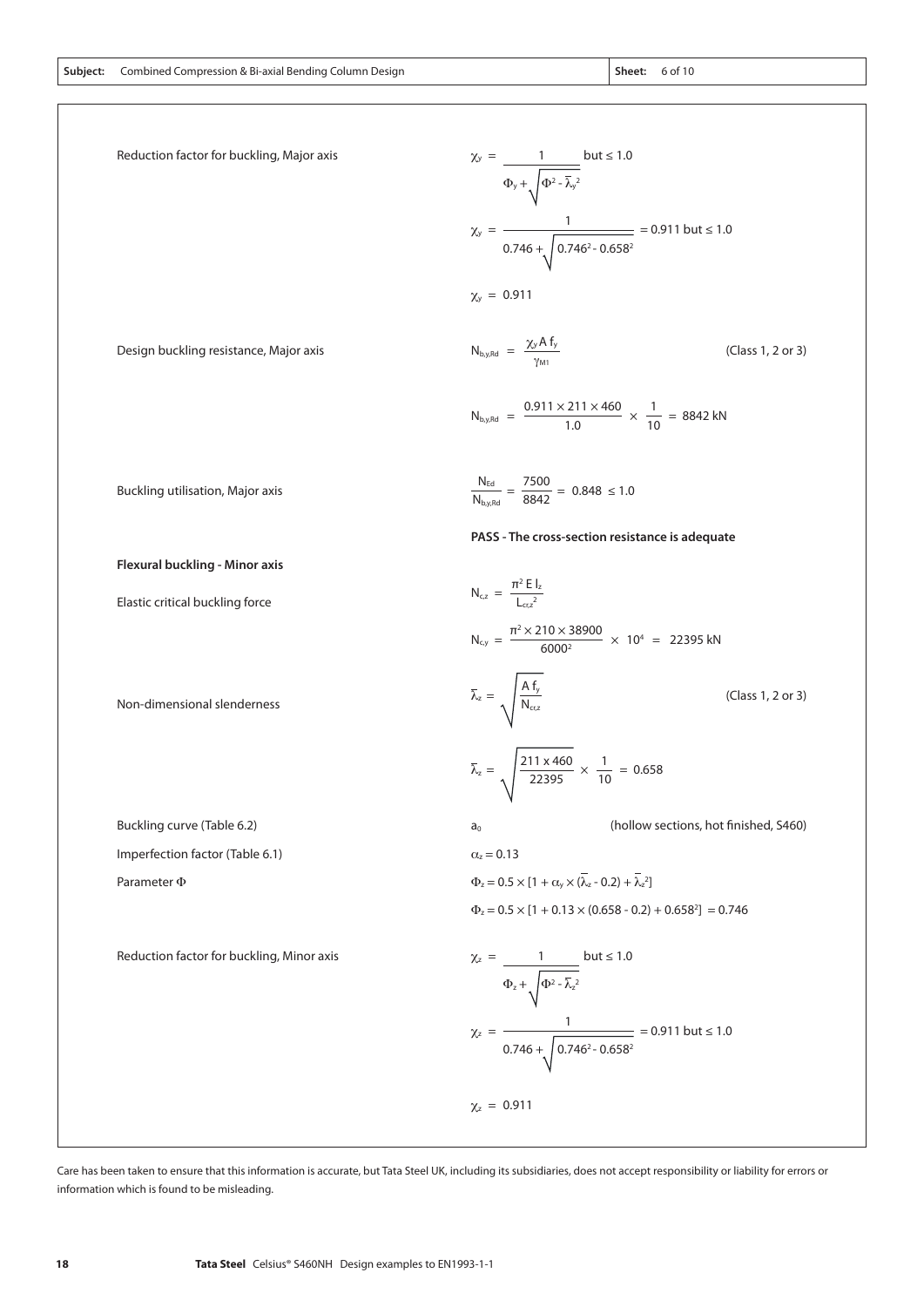Reduction factor for buckling, Major axis

$$\chi_y = \frac{1}{\Phi_y + \sqrt{\Phi^2 - \bar{\lambda}_y^2}} \text{ but} \leq 1.0$$

$$\chi_y = \frac{1}{0.746 + \sqrt{0.746^2 - 0.658^2}} = 0.911 \text{ but} \leq 1.0$$

$$\chi_y = 0.911$$

Design buckling resistance, Major axis

$$N_{b,y,Rd} = \frac{\chi_y A f_y}{\gamma_{M1}} \quad \text{(Class 1, 2 or 3)}$$

$$N_{b,y,Rd} = \frac{0.911 \times 211 \times 460}{1.0} \times \frac{1}{10} = 8842 \text{ kN}$$

Buckling utilisation, Major axis

$$\frac{N_{Ed}}{N_{b,y,Rd}} = \frac{7500}{8842} = 0.848 \leq 1.0$$

**PASS - The cross-section resistance is adequate**

**Flexural buckling - Minor axis**

Elastic critical buckling force

$$N_{c,z} = \frac{\pi^2 E I_z}{L_{cr,z}^2}$$

$$N_{c,y} = \frac{\pi^2 \times 210 \times 38900}{6000^2} \times 10^4 = 22395 \text{ kN}$$

Non-dimensional slenderness

$$\bar{\lambda}_z = \sqrt{\frac{A f_y}{N_{cr,z}}} \quad \text{(Class 1, 2 or 3)}$$

$$\bar{\lambda}_z = \sqrt{\frac{211 \times 460}{22395}} \times \frac{1}{10} = 0.658$$

Buckling curve (Table 6.2): $a_0$ (hollow sections, hot finished, S460)

Imperfection factor (Table 6.1): $\alpha_z = 0.13$

Parameter $\Phi$

$$\Phi_z = 0.5 \times [1 + \alpha_y \times (\bar{\lambda}_z - 0.2) + \bar{\lambda}_z^2]$$

$$\Phi_z = 0.5 \times [1 + 0.13 \times (0.658 - 0.2) + 0.658^2] = 0.746$$

Reduction factor for buckling, Minor axis

$$\chi_z = \frac{1}{\Phi_z + \sqrt{\Phi^2 - \bar{\lambda}_z^2}} \text{ but} \leq 1.0$$

$$\chi_z = \frac{1}{0.746 + \sqrt{0.746^2 - 0.658^2}} = 0.911 \text{ but} \leq 1.0$$

$$\chi_z = 0.911$$

Care has been taken to ensure that this information is accurate, but Tata Steel UK, including its subsidiaries, does not accept responsibility or liability for errors or information which is found to be misleading.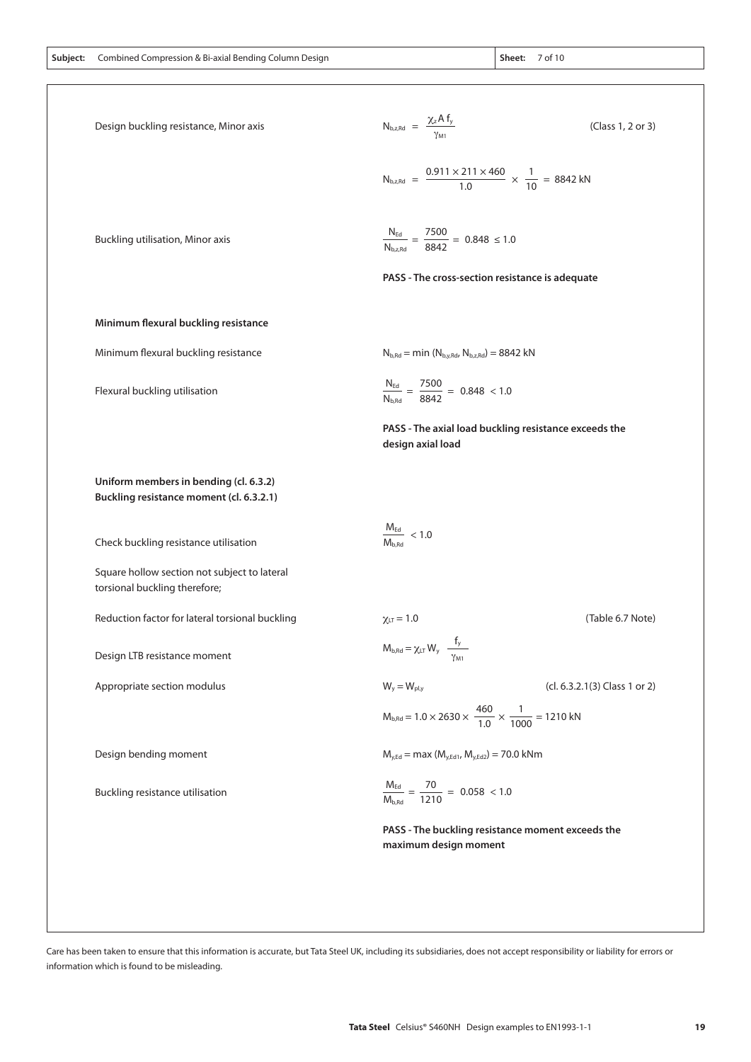Subject: Combined Compression & Bi-axial Bending Column Design

Design buckling resistance, Minor axis

$$N_{b,z,Rd} = \frac{\chi_z A f_y}{\gamma_{M1}} \quad \text{(Class 1, 2 or 3)}$$

$$N_{b,z,Rd} = \frac{0.911 \times 211 \times 460}{1.0} \times \frac{1}{10} = 8842 \text{ kN}$$

Buckling utilisation, Minor axis

$$\frac{N_{Ed}}{N_{b,z,Rd}} = \frac{7500}{8842} = 0.848 \leq 1.0$$

**PASS - The cross-section resistance is adequate**

**Minimum flexural buckling resistance**

Minimum flexural buckling resistance

$$N_{b,Rd} = \min(N_{b,y,Rd}, N_{b,z,Rd}) = 8842 \text{ kN}$$

Flexural buckling utilisation

$$\frac{N_{Ed}}{N_{b,Rd}} = \frac{7500}{8842} = 0.848 < 1.0$$

**PASS - The axial load buckling resistance exceeds the design axial load**

**Uniform members in bending (cl. 6.3.2)**
**Buckling resistance moment (cl. 6.3.2.1)**

Check buckling resistance utilisation

$$\frac{M_{Ed}}{M_{b,Rd}} < 1.0$$

Square hollow section not subject to lateral torsional buckling therefore;

Reduction factor for lateral torsional buckling

$$\chi_{LT} = 1.0 \quad \text{(Table 6.7 Note)}$$

Design LTB resistance moment

$$M_{b,Rd} = \chi_{LT} W_y \frac{f_y}{\gamma_{M1}}$$

Appropriate section modulus

$$W_y = W_{pl,y} \quad \text{(cl. 6.3.2.1(3) Class 1 or 2)}$$

$$M_{b,Rd} = 1.0 \times 2630 \times \frac{460}{1.0} \times \frac{1}{1000} = 1210 \text{ kN}$$

Design bending moment

$$M_{y,Ed} = \max(M_{y,Ed1}, M_{y,Ed2}) = 70.0 \text{ kNm}$$

Buckling resistance utilisation

$$\frac{M_{Ed}}{M_{b,Rd}} = \frac{70}{1210} = 0.058 < 1.0$$

**PASS - The buckling resistance moment exceeds the maximum design moment**

Care has been taken to ensure that this information is accurate, but Tata Steel UK, including its subsidiaries, does not accept responsibility or liability for errors or information which is found to be misleading.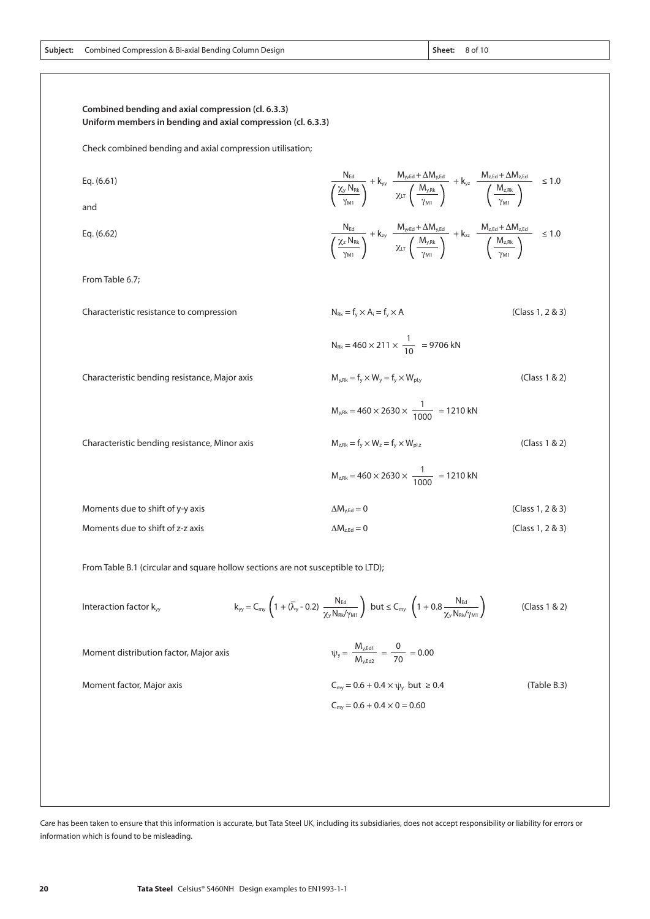**Combined bending and axial compression (cl. 6.3.3)**
**Uniform members in bending and axial compression (cl. 6.3.3)**

Check combined bending and axial compression utilisation;

Eq. (6.61)

$$\frac{N_{Ed}}{\left(\frac{\chi_y N_{Rk}}{\gamma_{M1}}\right)} + k_{yy} \frac{M_{y,Ed} + \Delta M_{y,Ed}}{\chi_{LT}\left(\frac{M_{y,Rk}}{\gamma_{M1}}\right)} + k_{yz} \frac{M_{z,Ed} + \Delta M_{z,Ed}}{\left(\frac{M_{z,Rk}}{\gamma_{M1}}\right)} \leq 1.0$$

and

Eq. (6.62)

$$\frac{N_{Ed}}{\left(\frac{\chi_z N_{Rk}}{\gamma_{M1}}\right)} + k_{zy} \frac{M_{y,Ed} + \Delta M_{y,Ed}}{\chi_{LT}\left(\frac{M_{y,Rk}}{\gamma_{M1}}\right)} + k_{zz} \frac{M_{z,Ed} + \Delta M_{z,Ed}}{\left(\frac{M_{z,Rk}}{\gamma_{M1}}\right)} \leq 1.0$$

From Table 6.7;

Characteristic resistance to compression — $N_{Rk} = f_y \times A_i = f_y \times A$ (Class 1, 2 & 3)

$$N_{Rk} = 460 \times 211 \times \frac{1}{10} = 9706 \text{ kN}$$

Characteristic bending resistance, Major axis — $M_{y,Rk} = f_y \times W_y = f_y \times W_{pl,y}$ (Class 1 & 2)

$$M_{y,Rk} = 460 \times 2630 \times \frac{1}{1000} = 1210 \text{ kN}$$

Characteristic bending resistance, Minor axis — $M_{z,Rk} = f_y \times W_z = f_y \times W_{pl,z}$ (Class 1 & 2)

$$M_{z,Rk} = 460 \times 2630 \times \frac{1}{1000} = 1210 \text{ kN}$$

Moments due to shift of y-y axis — $\Delta M_{y,Ed} = 0$ (Class 1, 2 & 3)

Moments due to shift of z-z axis — $\Delta M_{z,Ed} = 0$ (Class 1, 2 & 3)

From Table B.1 (circular and square hollow sections are not susceptible to LTD);

Interaction factor $k_{yy}$ (Class 1 & 2)

$$k_{yy} = C_{my}\left(1 + (\bar{\lambda}_y - 0.2)\frac{N_{Ed}}{\chi_y N_{Rk}/\gamma_{M1}}\right) \text{ but} \leq C_{my}\left(1 + 0.8\frac{N_{Ed}}{\chi_y N_{Rk}/\gamma_{M1}}\right)$$

Moment distribution factor, Major axis

$$\psi_y = \frac{M_{y,Ed1}}{M_{y,Ed2}} = \frac{0}{70} = 0.00$$

Moment factor, Major axis — $C_{my} = 0.6 + 0.4 \times \psi_y$ but $\geq 0.4$ (Table B.3)

$$C_{my} = 0.6 + 0.4 \times 0 = 0.60$$

Care has been taken to ensure that this information is accurate, but Tata Steel UK, including its subsidiaries, does not accept responsibility or liability for errors or information which is found to be misleading.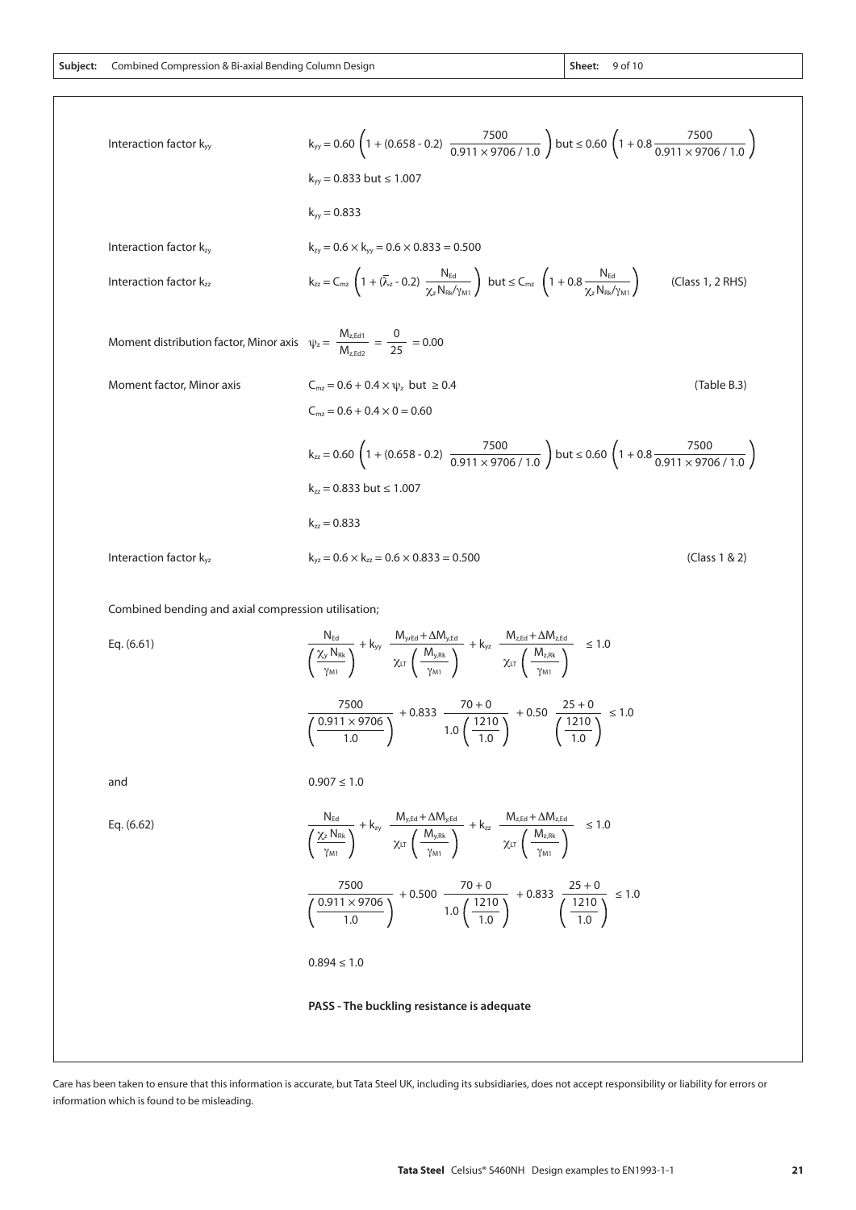Subject: Combined Compression & Bi-axial Bending Column Design

Interaction factor $k_{yy}$

$$k_{yy} = 0.60\left(1 + (0.658 - 0.2)\ \frac{7500}{0.911 \times 9706 / 1.0}\right) \text{ but} \leq 0.60\left(1 + 0.8\frac{7500}{0.911 \times 9706 / 1.0}\right)$$

$k_{yy} = 0.833$ but $\leq 1.007$

$k_{yy} = 0.833$

Interaction factor $k_{zy}$ $\quad k_{zy} = 0.6 \times k_{yy} = 0.6 \times 0.833 = 0.500$

Interaction factor $k_{zz}$

$$k_{zz} = C_{mz}\left(1 + (\bar{\lambda}_z - 0.2)\ \frac{N_{Ed}}{\chi_z N_{Rk}/\gamma_{M1}}\right) \text{ but} \leq C_{mz}\left(1 + 0.8\frac{N_{Ed}}{\chi_z N_{Rk}/\gamma_{M1}}\right) \quad \text{(Class 1, 2 RHS)}$$

Moment distribution factor, Minor axis $\quad \psi_z = \dfrac{M_{z,Ed1}}{M_{z,Ed2}} = \dfrac{0}{25} = 0.00$

Moment factor, Minor axis $\quad C_{mz} = 0.6 + 0.4 \times \psi_z$ but $\geq 0.4$ (Table B.3)

$C_{mz} = 0.6 + 0.4 \times 0 = 0.60$

$$k_{zz} = 0.60\left(1 + (0.658 - 0.2)\ \frac{7500}{0.911 \times 9706 / 1.0}\right) \text{ but} \leq 0.60\left(1 + 0.8\frac{7500}{0.911 \times 9706 / 1.0}\right)$$

$k_{zz} = 0.833$ but $\leq 1.007$

$k_{zz} = 0.833$

Interaction factor $k_{yz}$ $\quad k_{yz} = 0.6 \times k_{zz} = 0.6 \times 0.833 = 0.500$ (Class 1 & 2)

Combined bending and axial compression utilisation;

Eq. (6.61)

$$\frac{N_{Ed}}{\left(\dfrac{\chi_y N_{Rk}}{\gamma_{M1}}\right)} + k_{yy}\ \frac{M_{y,Ed} + \Delta M_{y,Ed}}{\chi_{LT}\left(\dfrac{M_{y,Rk}}{\gamma_{M1}}\right)} + k_{yz}\ \frac{M_{z,Ed} + \Delta M_{z,Ed}}{\chi_{LT}\left(\dfrac{M_{z,Rk}}{\gamma_{M1}}\right)} \leq 1.0$$

$$\frac{7500}{\left(\dfrac{0.911 \times 9706}{1.0}\right)} + 0.833\ \frac{70 + 0}{1.0\left(\dfrac{1210}{1.0}\right)} + 0.50\ \frac{25 + 0}{\left(\dfrac{1210}{1.0}\right)} \leq 1.0$$

and $\quad 0.907 \leq 1.0$

Eq. (6.62)

$$\frac{N_{Ed}}{\left(\dfrac{\chi_z N_{Rk}}{\gamma_{M1}}\right)} + k_{zy}\ \frac{M_{y,Ed} + \Delta M_{y,Ed}}{\chi_{LT}\left(\dfrac{M_{y,Rk}}{\gamma_{M1}}\right)} + k_{zz}\ \frac{M_{z,Ed} + \Delta M_{z,Ed}}{\chi_{LT}\left(\dfrac{M_{z,Rk}}{\gamma_{M1}}\right)} \leq 1.0$$

$$\frac{7500}{\left(\dfrac{0.911 \times 9706}{1.0}\right)} + 0.500\ \frac{70 + 0}{1.0\left(\dfrac{1210}{1.0}\right)} + 0.833\ \frac{25 + 0}{\left(\dfrac{1210}{1.0}\right)} \leq 1.0$$

$0.894 \leq 1.0$

**PASS - The buckling resistance is adequate**

Care has been taken to ensure that this information is accurate, but Tata Steel UK, including its subsidiaries, does not accept responsibility or liability for errors or information which is found to be misleading.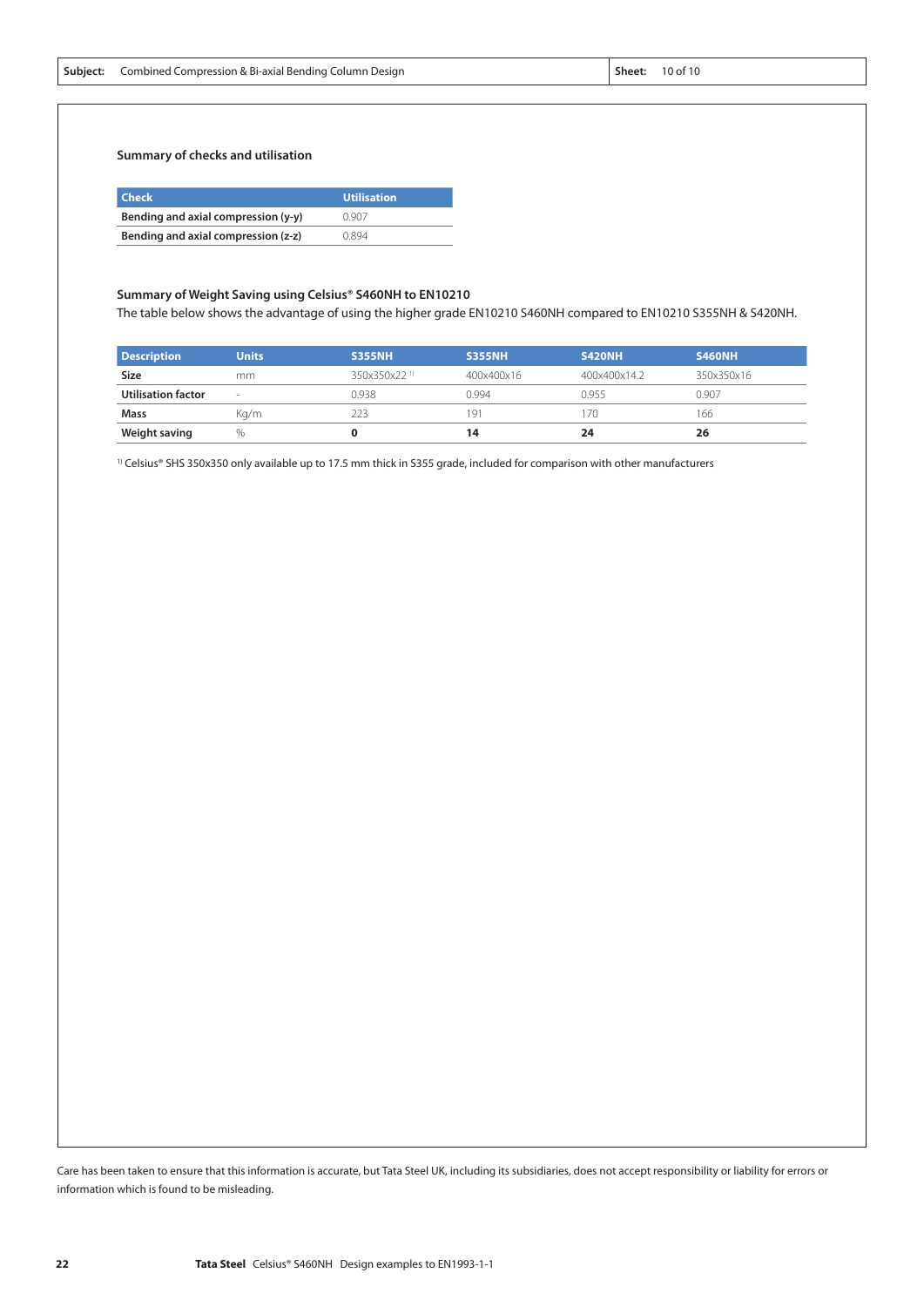### Summary of checks and utilisation

| Check | Utilisation |
| --- | --- |
| **Bending and axial compression (y-y)** | 0.907 |
| **Bending and axial compression (z-z)** | 0.894 |

### Summary of Weight Saving using Celsius® S460NH to EN10210

The table below shows the advantage of using the higher grade EN10210 S460NH compared to EN10210 S355NH & S420NH.

| Description | Units | S355NH | S355NH | S420NH | S460NH |
| --- | --- | --- | --- | --- | --- |
| **Size** | mm | 350x350x22 [1] | 400x400x16 | 400x400x14.2 | 350x350x16 |
| **Utilisation factor** | - | 0.938 | 0.994 | 0.955 | 0.907 |
| **Mass** | Kg/m | 223 | 191 | 170 | 166 |
| **Weight saving** | % | **0** | **14** | **24** | **26** |

[1] Celsius® SHS 350x350 only available up to 17.5 mm thick in S355 grade, included for comparison with other manufacturers

Care has been taken to ensure that this information is accurate, but Tata Steel UK, including its subsidiaries, does not accept responsibility or liability for errors or information which is found to be misleading.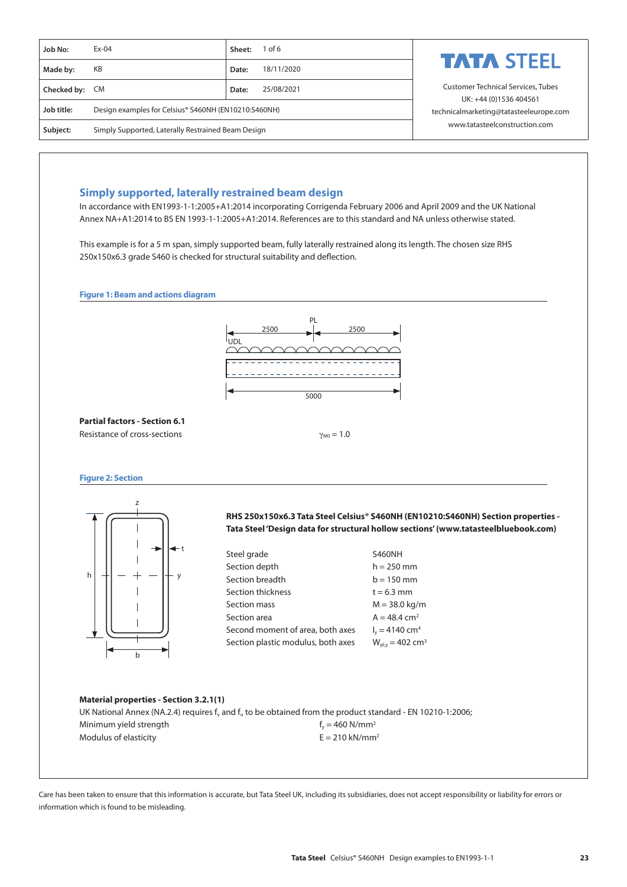| Job No: | Ex-04 | Sheet: | 1 of 6 |
|---|---|---|---|
| Made by: | KB | Date: | 18/11/2020 |
| Checked by: | CM | Date: | 25/08/2021 |
| Job title: | Design examples for Celsius® S460NH (EN10210:S460NH) | | |
| Subject: | Simply Supported, Laterally Restrained Beam Design | | |

**TATA STEEL**

Customer Technical Services, Tubes
UK: +44 (0)1536 404561
technicalmarketing@tatasteeleurope.com
www.tatasteelconstruction.com

## Simply supported, laterally restrained beam design

In accordance with EN1993-1-1:2005+A1:2014 incorporating Corrigenda February 2006 and April 2009 and the UK National Annex NA+A1:2014 to BS EN 1993-1-1:2005+A1:2014. References are to this standard and NA unless otherwise stated.

This example is for a 5 m span, simply supported beam, fully laterally restrained along its length. The chosen size RHS 250x150x6.3 grade S460 is checked for structural suitability and deflection.

**Figure 1: Beam and actions diagram**

PL
2500 2500
UDL
5000

**Partial factors - Section 6.1**

Resistance of cross-sections $\gamma_{M0} = 1.0$

**Figure 2: Section**

z
h y t
b

**RHS 250x150x6.3 Tata Steel Celsius® S460NH (EN10210:S460NH) Section properties - Tata Steel 'Design data for structural hollow sections' (www.tatasteelbluebook.com)**

| | |
|---|---|
| Steel grade | S460NH |
| Section depth | $h = 250$ mm |
| Section breadth | $b = 150$ mm |
| Section thickness | $t = 6.3$ mm |
| Section mass | $M = 38.0$ kg/m |
| Section area | $A = 48.4$ cm$^2$ |
| Second moment of area, both axes | $I_y = 4140$ cm$^4$ |
| Section plastic modulus, both axes | $W_{pl,y} = 402$ cm$^3$ |

**Material properties - Section 3.2.1(1)**

UK National Annex (NA.2.4) requires $f_y$ and $f_u$ to be obtained from the product standard - EN 10210-1:2006;

Minimum yield strength $f_y = 460$ N/mm$^2$

Modulus of elasticity $E = 210$ kN/mm$^2$

Care has been taken to ensure that this information is accurate, but Tata Steel UK, including its subsidiaries, does not accept responsibility or liability for errors or information which is found to be misleading.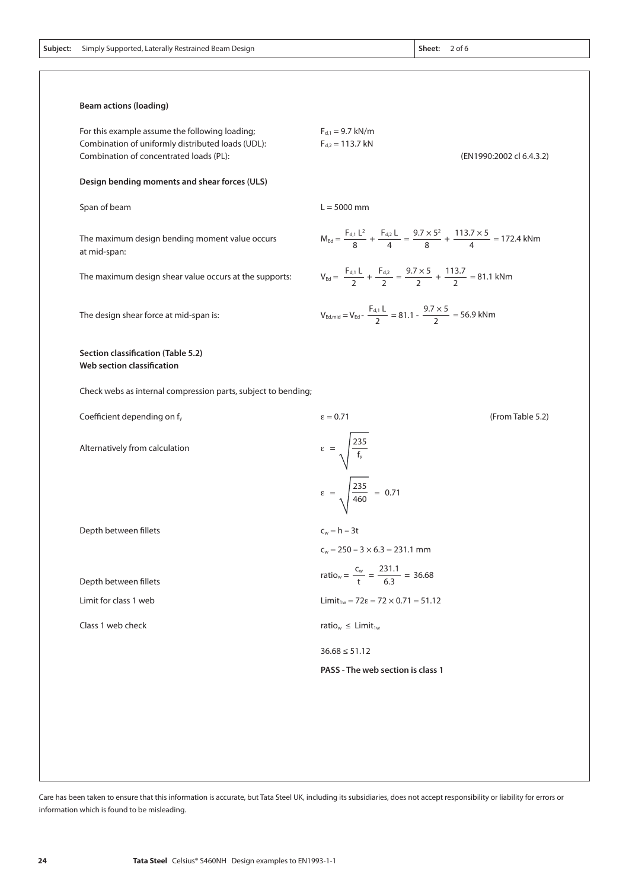**Subject:** Simply Supported, Laterally Restrained Beam Design

**Beam actions (loading)**

For this example assume the following loading;
Combination of uniformly distributed loads (UDL): $F_{d,1} = 9.7$ kN/m
Combination of concentrated loads (PL): $F_{d,2} = 113.7$ kN

(EN1990:2002 cl 6.4.3.2)

**Design bending moments and shear forces (ULS)**

Span of beam $L = 5000$ mm

The maximum design bending moment value occurs at mid-span:

$$M_{Ed} = \frac{F_{d,1} L^2}{8} + \frac{F_{d,2} L}{4} = \frac{9.7 \times 5^2}{8} + \frac{113.7 \times 5}{4} = 172.4 \text{ kNm}$$

The maximum design shear value occurs at the supports:

$$V_{Ed} = \frac{F_{d,1} L}{2} + \frac{F_{d,2}}{2} = \frac{9.7 \times 5}{2} + \frac{113.7}{2} = 81.1 \text{ kNm}$$

The design shear force at mid-span is:

$$V_{Ed,mid} = V_{Ed} - \frac{F_{d,1} L}{2} = 81.1 - \frac{9.7 \times 5}{2} = 56.9 \text{ kNm}$$

**Section classification (Table 5.2)**
**Web section classification**

Check webs as internal compression parts, subject to bending;

Coefficient depending on $f_y$ $\quad \varepsilon = 0.71$ (From Table 5.2)

Alternatively from calculation

$$\varepsilon = \sqrt{\frac{235}{f_y}}$$

$$\varepsilon = \sqrt{\frac{235}{460}} = 0.71$$

Depth between fillets

$$c_w = h - 3t$$

$$c_w = 250 - 3 \times 6.3 = 231.1 \text{ mm}$$

Depth between fillets

$$\text{ratio}_w = \frac{c_w}{t} = \frac{231.1}{6.3} = 36.68$$

Limit for class 1 web

$$\text{Limit}_{1w} = 72\varepsilon = 72 \times 0.71 = 51.12$$

Class 1 web check

$$\text{ratio}_w \leq \text{Limit}_{1w}$$

$$36.68 \leq 51.12$$

**PASS - The web section is class 1**

Care has been taken to ensure that this information is accurate, but Tata Steel UK, including its subsidiaries, does not accept responsibility or liability for errors or information which is found to be misleading.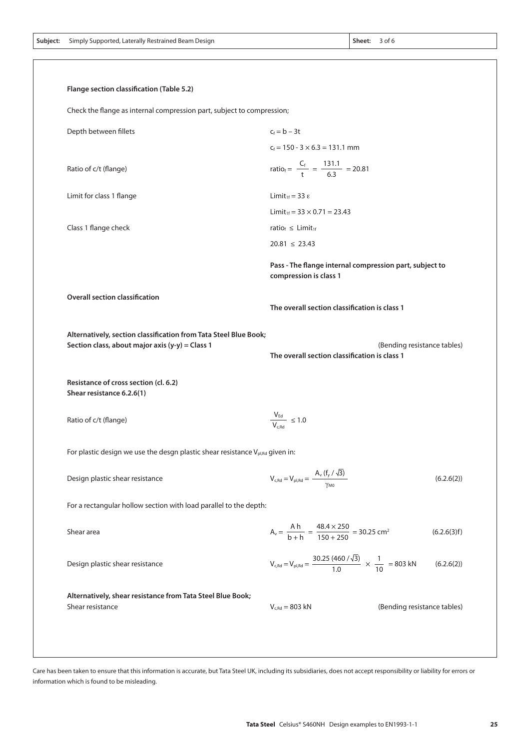**Flange section classification (Table 5.2)**

Check the flange as internal compression part, subject to compression;

| | | |
|---|---|---|
| Depth between fillets | $c_f = b - 3t$ | |
| | $c_f = 150 - 3 \times 6.3 = 131.1$ mm | |
| Ratio of c/t (flange) | $\text{ratio}_f = \dfrac{C_f}{t} = \dfrac{131.1}{6.3} = 20.81$ | |
| Limit for class 1 flange | $\text{Limit}_{1f} = 33\,\varepsilon$ | |
| | $\text{Limit}_{1f} = 33 \times 0.71 = 23.43$ | |
| Class 1 flange check | $\text{ratio}_f \leq \text{Limit}_{1f}$ | |
| | $20.81 \leq 23.43$ | |
| | **Pass - The flange internal compression part, subject to compression is class 1** | |
| **Overall section classification** | **The overall section classification is class 1** | |
| **Alternatively, section classification from Tata Steel Blue Book;** | | |
| **Section class, about major axis (y-y) = Class 1** | **The overall section classification is class 1** | (Bending resistance tables) |

**Resistance of cross section (cl. 6.2)**
**Shear resistance 6.2.6(1)**

Ratio of c/t (flange) $\qquad \dfrac{V_{Ed}}{V_{c,Rd}} \leq 1.0$

For plastic design we use the desgn plastic shear resistance $V_{pl,Rd}$ given in:

Design plastic shear resistance

$$V_{c,Rd} = V_{pl,Rd} = \frac{A_v\,(f_y / \sqrt{3})}{\gamma_{M0}} \qquad (6.2.6(2))$$

For a rectangular hollow section with load parallel to the depth:

Shear area

$$A_v = \frac{A\,h}{b + h} = \frac{48.4 \times 250}{150 + 250} = 30.25 \text{ cm}^2 \qquad (6.2.6(3)f)$$

Design plastic shear resistance

$$V_{c,Rd} = V_{pl,Rd} = \frac{30.25\,(460 / \sqrt{3})}{1.0} \times \frac{1}{10} = 803 \text{ kN} \qquad (6.2.6(2))$$

**Alternatively, shear resistance from Tata Steel Blue Book;**

Shear resistance $\qquad V_{c,Rd} = 803$ kN $\qquad$ (Bending resistance tables)

Care has been taken to ensure that this information is accurate, but Tata Steel UK, including its subsidiaries, does not accept responsibility or liability for errors or information which is found to be misleading.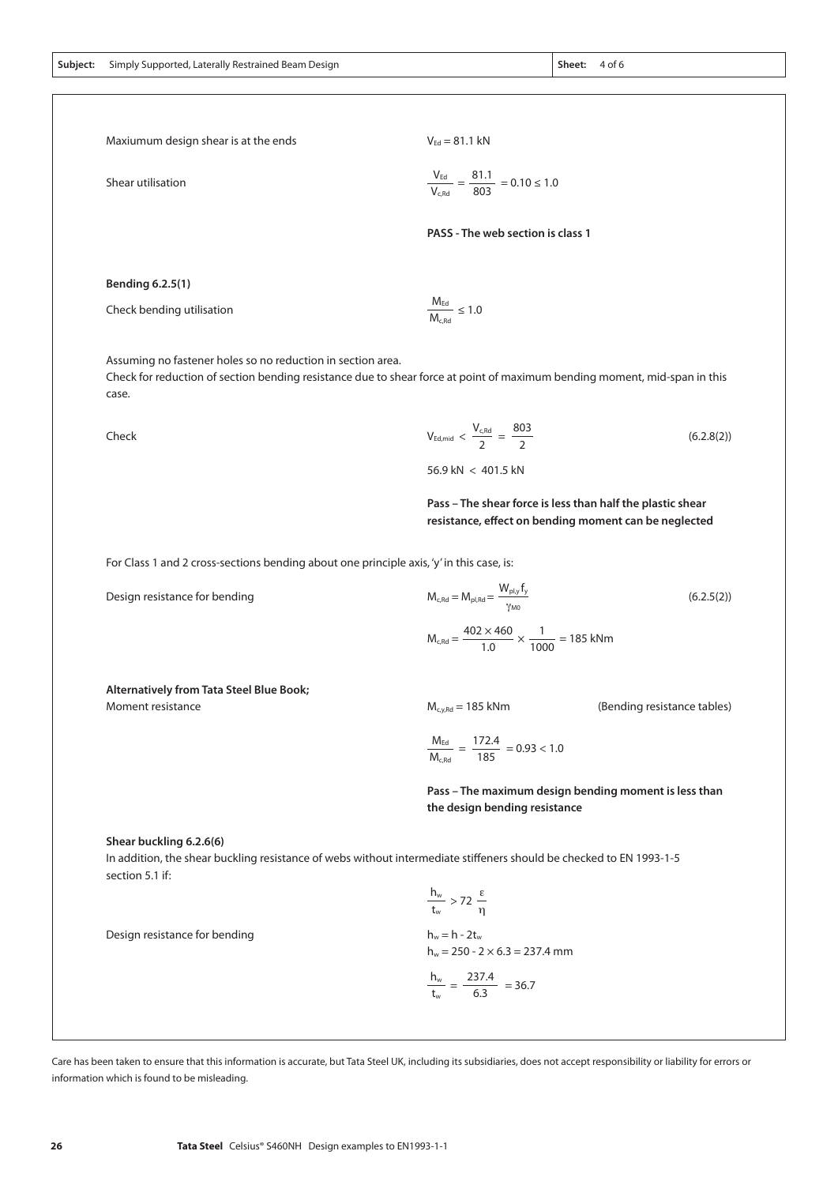Maxiumum design shear is at the ends $V_{Ed} = 81.1$ kN

Shear utilisation $\frac{V_{Ed}}{V_{c,Rd}} = \frac{81.1}{803} = 0.10 \leq 1.0$

**PASS - The web section is class 1**

**Bending 6.2.5(1)**

Check bending utilisation $\frac{M_{Ed}}{M_{c,Rd}} \leq 1.0$

Assuming no fastener holes so no reduction in section area.
Check for reduction of section bending resistance due to shear force at point of maximum bending moment, mid-span in this case.

Check

$$V_{Ed,mid} < \frac{V_{c,Rd}}{2} = \frac{803}{2} \qquad (6.2.8(2))$$

56.9 kN < 401.5 kN

**Pass – The shear force is less than half the plastic shear resistance, effect on bending moment can be neglected**

For Class 1 and 2 cross-sections bending about one principle axis, 'y' in this case, is:

Design resistance for bending

$$M_{c,Rd} = M_{pl,Rd} = \frac{W_{pl,y} f_y}{\gamma_{M0}} \qquad (6.2.5(2))$$

$$M_{c,Rd} = \frac{402 \times 460}{1.0} \times \frac{1}{1000} = 185 \text{ kNm}$$

**Alternatively from Tata Steel Blue Book;**

Moment resistance $M_{c,y,Rd} = 185$ kNm (Bending resistance tables)

$$\frac{M_{Ed}}{M_{c,Rd}} = \frac{172.4}{185} = 0.93 < 1.0$$

**Pass – The maximum design bending moment is less than the design bending resistance**

**Shear buckling 6.2.6(6)**

In addition, the shear buckling resistance of webs without intermediate stiffeners should be checked to EN 1993-1-5 section 5.1 if:

$$\frac{h_w}{t_w} > 72 \frac{\varepsilon}{\eta}$$

Design resistance for bending

$$h_w = h - 2t_w$$

$$h_w = 250 - 2 \times 6.3 = 237.4 \text{ mm}$$

$$\frac{h_w}{t_w} = \frac{237.4}{6.3} = 36.7$$

Care has been taken to ensure that this information is accurate, but Tata Steel UK, including its subsidiaries, does not accept responsibility or liability for errors or information which is found to be misleading.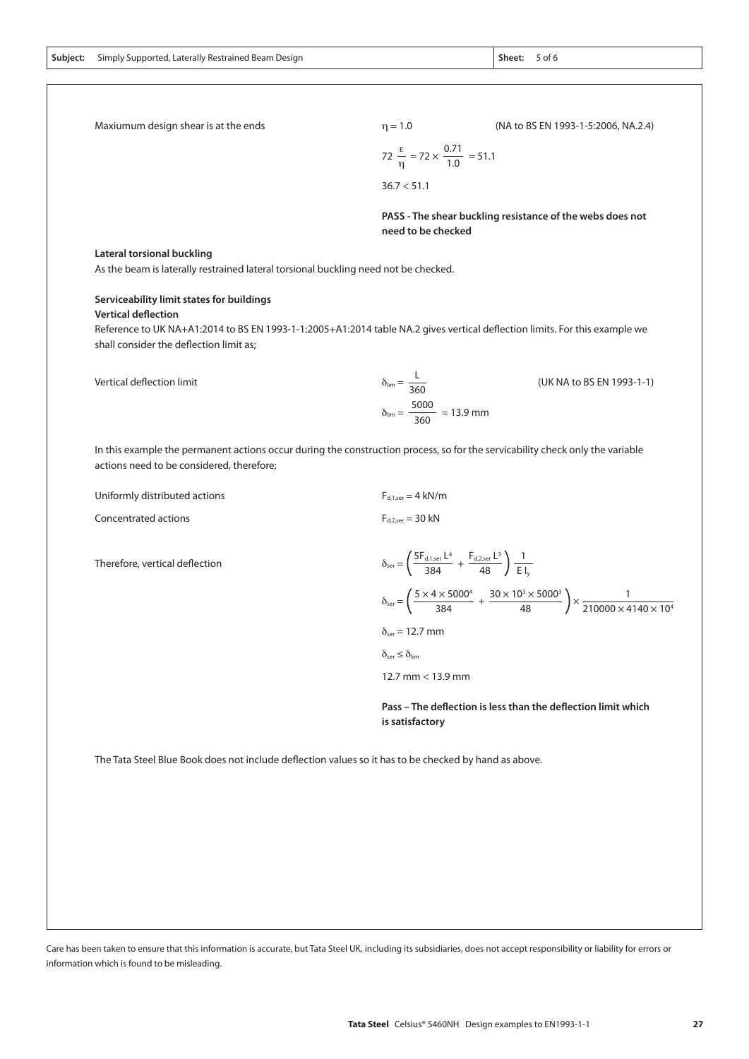Maxiumum design shear is at the ends

$\eta = 1.0$ (NA to BS EN 1993-1-5:2006, NA.2.4)

$$72\ \frac{\varepsilon}{\eta} = 72 \times \frac{0.71}{1.0} = 51.1$$

$36.7 < 51.1$

**PASS - The shear buckling resistance of the webs does not need to be checked**

**Lateral torsional buckling**

As the beam is laterally restrained lateral torsional buckling need not be checked.

**Serviceability limit states for buildings**

**Vertical deflection**

Reference to UK NA+A1:2014 to BS EN 1993-1-1:2005+A1:2014 table NA.2 gives vertical deflection limits. For this example we shall consider the deflection limit as;

Vertical deflection limit

$$\delta_{lim} = \frac{L}{360}$$ (UK NA to BS EN 1993-1-1)

$$\delta_{lim} = \frac{5000}{360} = 13.9 \text{ mm}$$

In this example the permanent actions occur during the construction process, so for the servicability check only the variable actions need to be considered, therefore;

Uniformly distributed actions $F_{d,1,ser} = 4$ kN/m

Concentrated actions $F_{d,2,ser} = 30$ kN

Therefore, vertical deflection

$$\delta_{ser} = \left( \frac{5F_{d,1,ser}\, L^4}{384} + \frac{F_{d,2,ser}\, L^3}{48} \right) \frac{1}{E\, I_y}$$

$$\delta_{ser} = \left( \frac{5 \times 4 \times 5000^4}{384} + \frac{30 \times 10^3 \times 5000^3}{48} \right) \times \frac{1}{210000 \times 4140 \times 10^4}$$

$\delta_{ser} = 12.7$ mm

$\delta_{ser} \leq \delta_{lim}$

$12.7 \text{ mm} < 13.9 \text{ mm}$

**Pass – The deflection is less than the deflection limit which is satisfactory**

The Tata Steel Blue Book does not include deflection values so it has to be checked by hand as above.

Care has been taken to ensure that this information is accurate, but Tata Steel UK, including its subsidiaries, does not accept responsibility or liability for errors or information which is found to be misleading.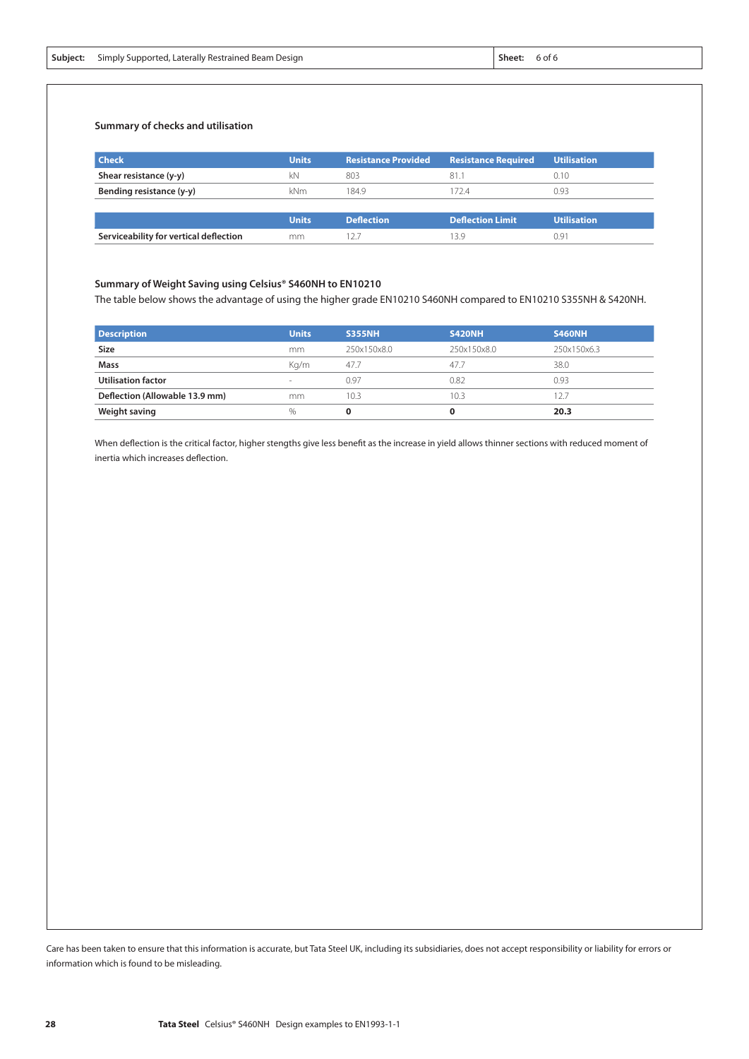Subject: Simply Supported, Laterally Restrained Beam Design | Sheet: 6 of 6

### Summary of checks and utilisation

| Check | Units | Resistance Provided | Resistance Required | Utilisation |
|---|---|---|---|---|
| **Shear resistance (y-y)** | kN | 803 | 81.1 | 0.10 |
| **Bending resistance (y-y)** | kNm | 184.9 | 172.4 | 0.93 |

| | Units | Deflection | Deflection Limit | Utilisation |
|---|---|---|---|---|
| **Serviceability for vertical deflection** | mm | 12.7 | 13.9 | 0.91 |

### Summary of Weight Saving using Celsius® S460NH to EN10210

The table below shows the advantage of using the higher grade EN10210 S460NH compared to EN10210 S355NH & S420NH.

| Description | Units | S355NH | S420NH | S460NH |
|---|---|---|---|---|
| **Size** | mm | 250x150x8.0 | 250x150x8.0 | 250x150x6.3 |
| **Mass** | Kg/m | 47.7 | 47.7 | 38.0 |
| **Utilisation factor** | - | 0.97 | 0.82 | 0.93 |
| **Deflection (Allowable 13.9 mm)** | mm | 10.3 | 10.3 | 12.7 |
| **Weight saving** | % | **0** | **0** | **20.3** |

When deflection is the critical factor, higher stengths give less benefit as the increase in yield allows thinner sections with reduced moment of inertia which increases deflection.

Care has been taken to ensure that this information is accurate, but Tata Steel UK, including its subsidiaries, does not accept responsibility or liability for errors or information which is found to be misleading.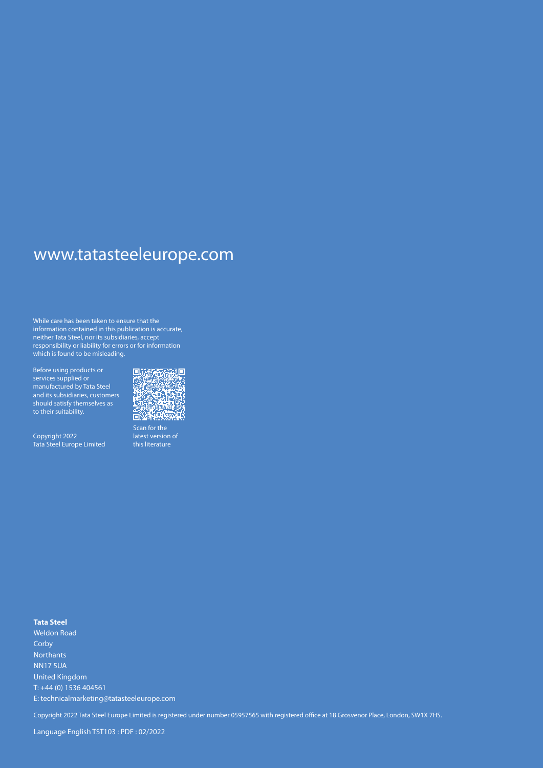www.tatasteeleurope.com

While care has been taken to ensure that the information contained in this publication is accurate, neither Tata Steel, nor its subsidiaries, accept responsibility or liability for errors or for information which is found to be misleading.

Before using products or services supplied or manufactured by Tata Steel and its subsidiaries, customers should satisfy themselves as to their suitability.

Scan for the latest version of this literature

Copyright 2022
Tata Steel Europe Limited

**Tata Steel**
Weldon Road
Corby
Northants
NN17 5UA
United Kingdom
T: +44 (0) 1536 404561
E: technicalmarketing@tatasteeleurope.com

Copyright 2022 Tata Steel Europe Limited is registered under number 05957565 with registered office at 18 Grosvenor Place, London, SW1X 7HS.

Language English TST103 : PDF : 02/2022